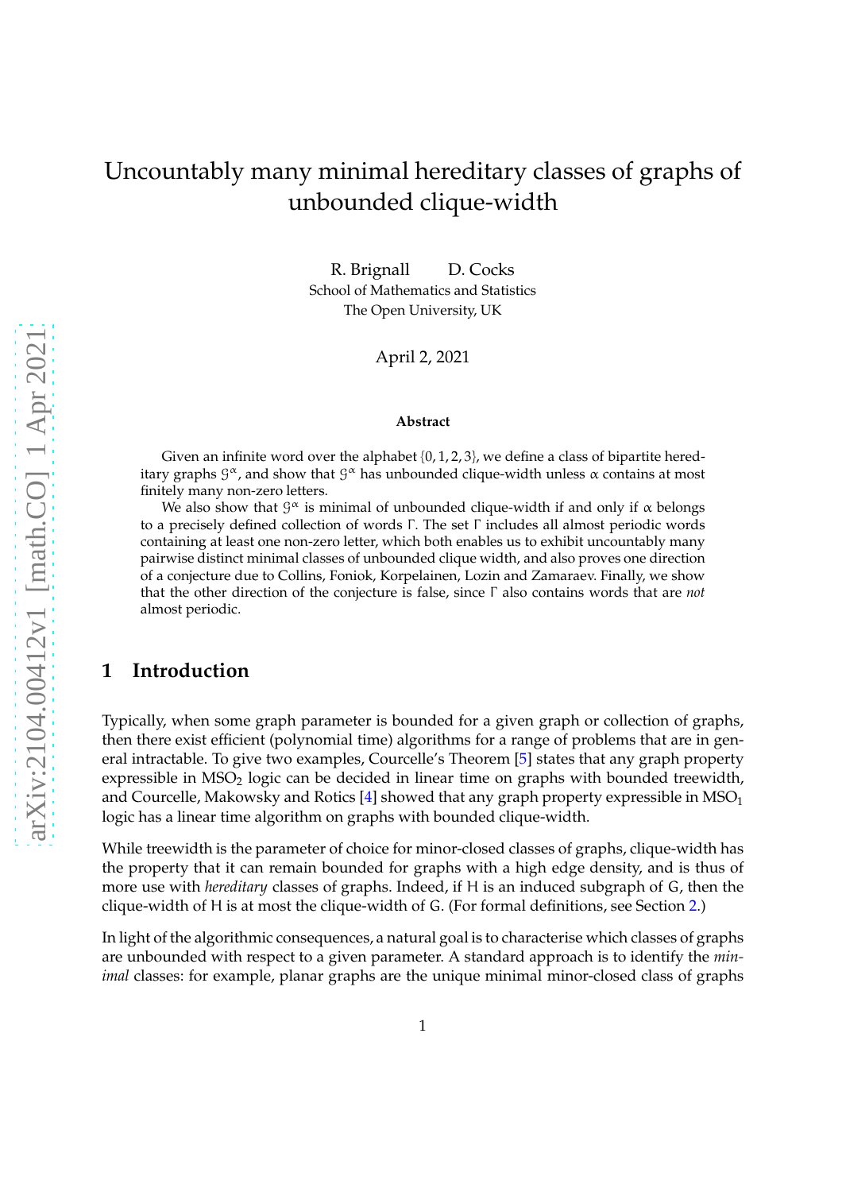# Uncountably many minimal hereditary classes of graphs of unbounded clique-width

R. Brignall D. Cocks
School of Mathematics and Statistics
The Open University, UK

April 2, 2021

**Abstract**

Given an infinite word over the alphabet $\{0, 1, 2, 3\}$, we define a class of bipartite hereditary graphs $\mathcal{G}^\alpha$, and show that $\mathcal{G}^\alpha$ has unbounded clique-width unless $\alpha$ contains at most finitely many non-zero letters.

We also show that $\mathcal{G}^\alpha$ is minimal of unbounded clique-width if and only if $\alpha$ belongs to a precisely defined collection of words $\Gamma$. The set $\Gamma$ includes all almost periodic words containing at least one non-zero letter, which both enables us to exhibit uncountably many pairwise distinct minimal classes of unbounded clique width, and also proves one direction of a conjecture due to Collins, Foniok, Korpelainen, Lozin and Zamaraev. Finally, we show that the other direction of the conjecture is false, since $\Gamma$ also contains words that are *not* almost periodic.

## 1 Introduction

Typically, when some graph parameter is bounded for a given graph or collection of graphs, then there exist efficient (polynomial time) algorithms for a range of problems that are in general intractable. To give two examples, Courcelle's Theorem [5] states that any graph property expressible in $MSO_2$ logic can be decided in linear time on graphs with bounded treewidth, and Courcelle, Makowsky and Rotics [4] showed that any graph property expressible in $MSO_1$ logic has a linear time algorithm on graphs with bounded clique-width.

While treewidth is the parameter of choice for minor-closed classes of graphs, clique-width has the property that it can remain bounded for graphs with a high edge density, and is thus of more use with *hereditary* classes of graphs. Indeed, if $H$ is an induced subgraph of $G$, then the clique-width of $H$ is at most the clique-width of $G$. (For formal definitions, see Section 2.)

In light of the algorithmic consequences, a natural goal is to characterise which classes of graphs are unbounded with respect to a given parameter. A standard approach is to identify the *minimal* classes: for example, planar graphs are the unique minimal minor-closed class of graphs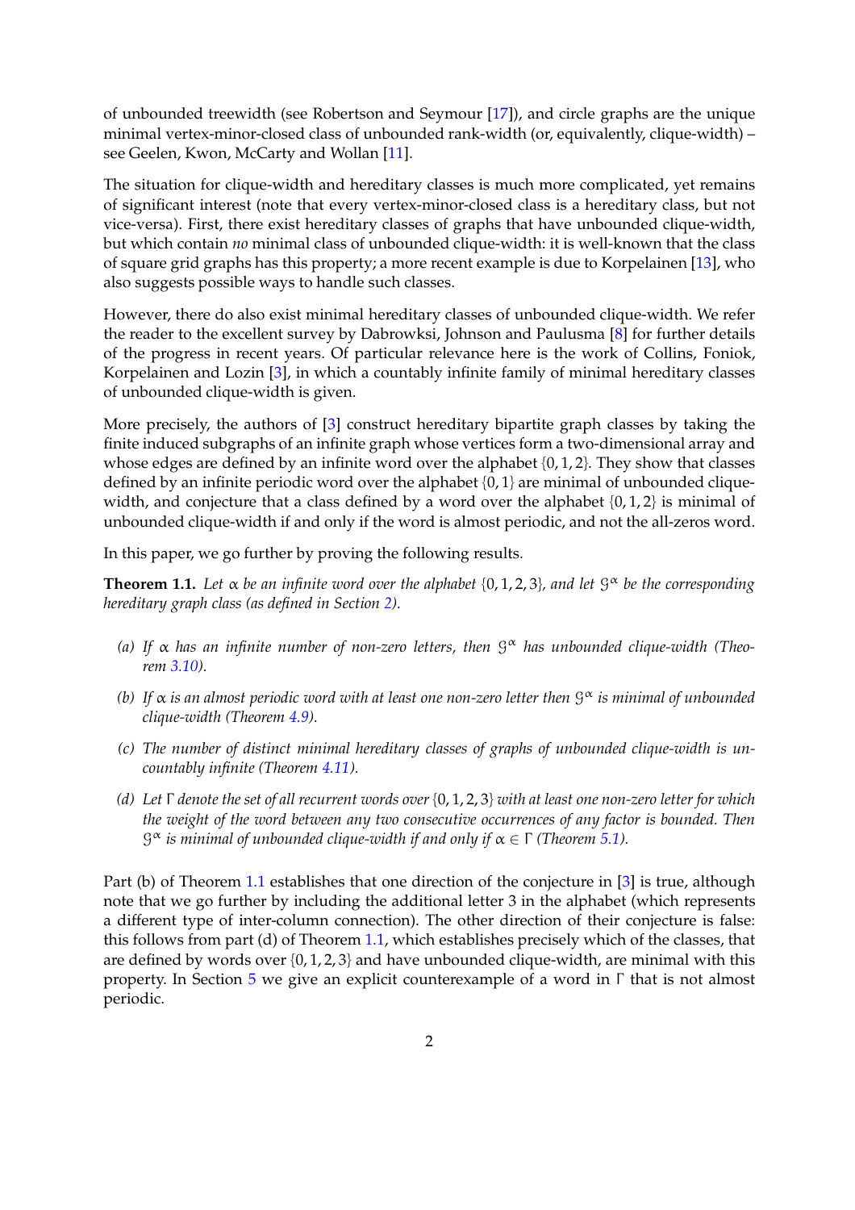of unbounded treewidth (see Robertson and Seymour [17]), and circle graphs are the unique minimal vertex-minor-closed class of unbounded rank-width (or, equivalently, clique-width) – see Geelen, Kwon, McCarty and Wollan [11].

The situation for clique-width and hereditary classes is much more complicated, yet remains of significant interest (note that every vertex-minor-closed class is a hereditary class, but not vice-versa). First, there exist hereditary classes of graphs that have unbounded clique-width, but which contain *no* minimal class of unbounded clique-width: it is well-known that the class of square grid graphs has this property; a more recent example is due to Korpelainen [13], who also suggests possible ways to handle such classes.

However, there do also exist minimal hereditary classes of unbounded clique-width. We refer the reader to the excellent survey by Dabrowksi, Johnson and Paulusma [8] for further details of the progress in recent years. Of particular relevance here is the work of Collins, Foniok, Korpelainen and Lozin [3], in which a countably infinite family of minimal hereditary classes of unbounded clique-width is given.

More precisely, the authors of [3] construct hereditary bipartite graph classes by taking the finite induced subgraphs of an infinite graph whose vertices form a two-dimensional array and whose edges are defined by an infinite word over the alphabet $\{0, 1, 2\}$. They show that classes defined by an infinite periodic word over the alphabet $\{0, 1\}$ are minimal of unbounded clique-width, and conjecture that a class defined by a word over the alphabet $\{0, 1, 2\}$ is minimal of unbounded clique-width if and only if the word is almost periodic, and not the all-zeros word.

In this paper, we go further by proving the following results.

**Theorem 1.1.** *Let $\alpha$ be an infinite word over the alphabet $\{0, 1, 2, 3\}$, and let $\mathcal{G}^\alpha$ be the corresponding hereditary graph class (as defined in Section 2).*

- *(a) If $\alpha$ has an infinite number of non-zero letters, then $\mathcal{G}^\alpha$ has unbounded clique-width (Theorem 3.10).*
- *(b) If $\alpha$ is an almost periodic word with at least one non-zero letter then $\mathcal{G}^\alpha$ is minimal of unbounded clique-width (Theorem 4.9).*
- *(c) The number of distinct minimal hereditary classes of graphs of unbounded clique-width is uncountably infinite (Theorem 4.11).*
- *(d) Let $\Gamma$ denote the set of all recurrent words over $\{0, 1, 2, 3\}$ with at least one non-zero letter for which the weight of the word between any two consecutive occurrences of any factor is bounded. Then $\mathcal{G}^\alpha$ is minimal of unbounded clique-width if and only if $\alpha \in \Gamma$ (Theorem 5.1).*

Part (b) of Theorem 1.1 establishes that one direction of the conjecture in [3] is true, although note that we go further by including the additional letter 3 in the alphabet (which represents a different type of inter-column connection). The other direction of their conjecture is false: this follows from part (d) of Theorem 1.1, which establishes precisely which of the classes, that are defined by words over $\{0, 1, 2, 3\}$ and have unbounded clique-width, are minimal with this property. In Section 5 we give an explicit counterexample of a word in $\Gamma$ that is not almost periodic.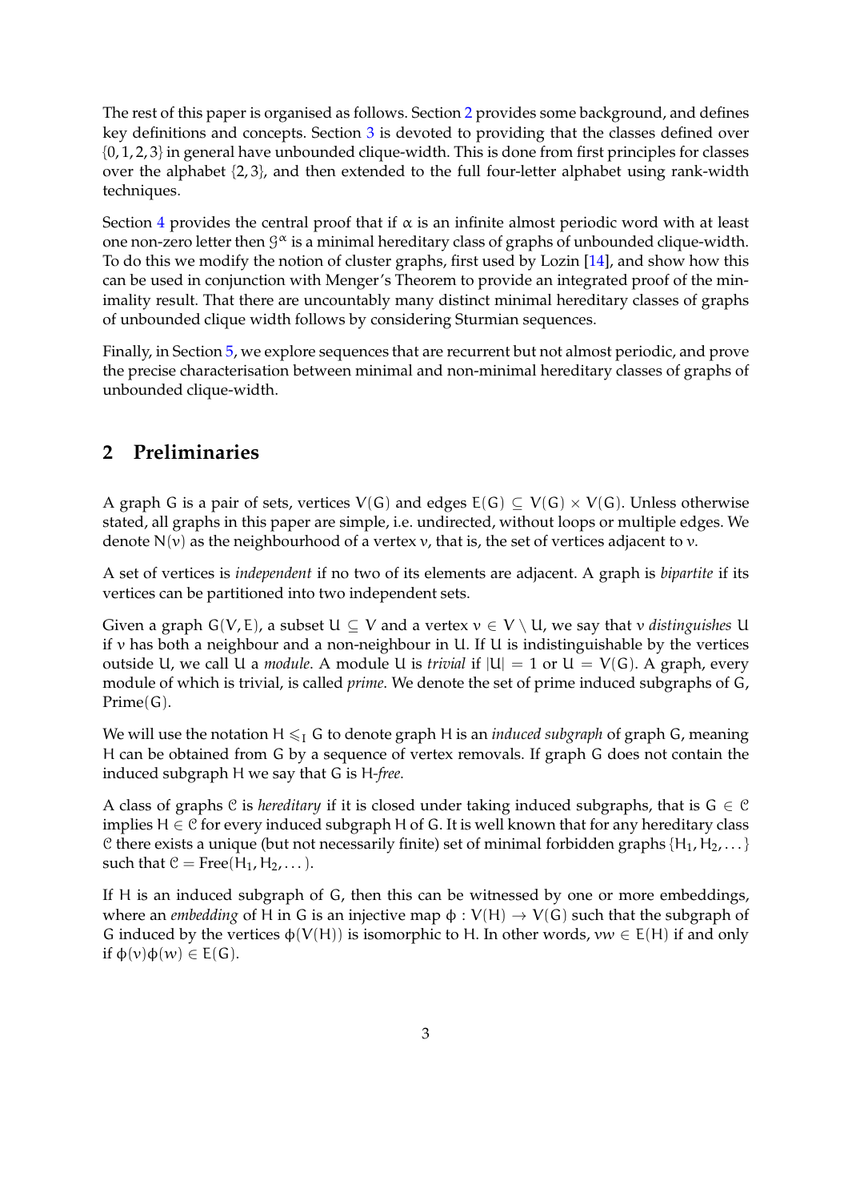The rest of this paper is organised as follows. Section 2 provides some background, and defines key definitions and concepts. Section 3 is devoted to providing that the classes defined over $\{0, 1, 2, 3\}$ in general have unbounded clique-width. This is done from first principles for classes over the alphabet $\{2, 3\}$, and then extended to the full four-letter alphabet using rank-width techniques.

Section 4 provides the central proof that if $\alpha$ is an infinite almost periodic word with at least one non-zero letter then $\mathcal{G}^\alpha$ is a minimal hereditary class of graphs of unbounded clique-width. To do this we modify the notion of cluster graphs, first used by Lozin [14], and show how this can be used in conjunction with Menger's Theorem to provide an integrated proof of the minimality result. That there are uncountably many distinct minimal hereditary classes of graphs of unbounded clique width follows by considering Sturmian sequences.

Finally, in Section 5, we explore sequences that are recurrent but not almost periodic, and prove the precise characterisation between minimal and non-minimal hereditary classes of graphs of unbounded clique-width.

## 2 Preliminaries

A graph $G$ is a pair of sets, vertices $V(G)$ and edges $E(G) \subseteq V(G) \times V(G)$. Unless otherwise stated, all graphs in this paper are simple, i.e. undirected, without loops or multiple edges. We denote $N(v)$ as the neighbourhood of a vertex $v$, that is, the set of vertices adjacent to $v$.

A set of vertices is *independent* if no two of its elements are adjacent. A graph is *bipartite* if its vertices can be partitioned into two independent sets.

Given a graph $G(V, E)$, a subset $U \subseteq V$ and a vertex $v \in V \setminus U$, we say that $v$ *distinguishes* $U$ if $v$ has both a neighbour and a non-neighbour in $U$. If $U$ is indistinguishable by the vertices outside $U$, we call $U$ a *module*. A module $U$ is *trivial* if $|U| = 1$ or $U = V(G)$. A graph, every module of which is trivial, is called *prime*. We denote the set of prime induced subgraphs of $G$, $\text{Prime}(G)$.

We will use the notation $H \leqslant_I G$ to denote graph $H$ is an *induced subgraph* of graph $G$, meaning $H$ can be obtained from $G$ by a sequence of vertex removals. If graph $G$ does not contain the induced subgraph $H$ we say that $G$ is $H$-*free*.

A class of graphs $\mathcal{C}$ is *hereditary* if it is closed under taking induced subgraphs, that is $G \in \mathcal{C}$ implies $H \in \mathcal{C}$ for every induced subgraph $H$ of $G$. It is well known that for any hereditary class $\mathcal{C}$ there exists a unique (but not necessarily finite) set of minimal forbidden graphs $\{H_1, H_2, \dots\}$ such that $\mathcal{C} = \text{Free}(H_1, H_2, \dots)$.

If $H$ is an induced subgraph of $G$, then this can be witnessed by one or more embeddings, where an *embedding* of $H$ in $G$ is an injective map $\phi : V(H) \to V(G)$ such that the subgraph of $G$ induced by the vertices $\phi(V(H))$ is isomorphic to $H$. In other words, $vw \in E(H)$ if and only if $\phi(v)\phi(w) \in E(G)$.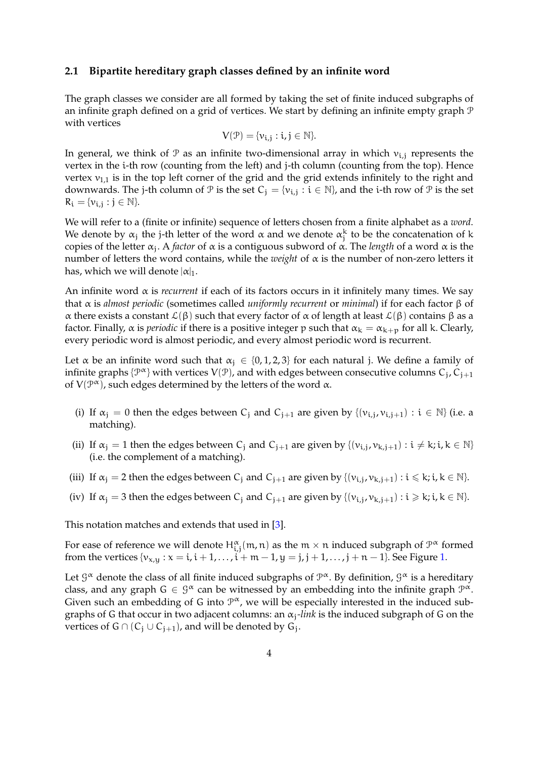### 2.1 Bipartite hereditary graph classes defined by an infinite word

The graph classes we consider are all formed by taking the set of finite induced subgraphs of an infinite graph defined on a grid of vertices. We start by defining an infinite empty graph $\mathcal{P}$ with vertices

$$V(\mathcal{P}) = \{v_{i,j} : i, j \in \mathbb{N}\}.$$

In general, we think of $\mathcal{P}$ as an infinite two-dimensional array in which $v_{i,j}$ represents the vertex in the i-th row (counting from the left) and j-th column (counting from the top). Hence vertex $v_{1,1}$ is in the top left corner of the grid and the grid extends infinitely to the right and downwards. The j-th column of $\mathcal{P}$ is the set $C_j = \{v_{i,j} : i \in \mathbb{N}\}$, and the i-th row of $\mathcal{P}$ is the set $R_i = \{v_{i,j} : j \in \mathbb{N}\}$.

We will refer to a (finite or infinite) sequence of letters chosen from a finite alphabet as a *word*. We denote by $\alpha_j$ the j-th letter of the word $\alpha$ and we denote $\alpha_j^k$ to be the concatenation of k copies of the letter $\alpha_j$. A *factor* of $\alpha$ is a contiguous subword of $\alpha$. The *length* of a word $\alpha$ is the number of letters the word contains, while the *weight* of $\alpha$ is the number of non-zero letters it has, which we will denote $|\alpha|_1$.

An infinite word $\alpha$ is *recurrent* if each of its factors occurs in it infinitely many times. We say that $\alpha$ is *almost periodic* (sometimes called *uniformly recurrent* or *minimal*) if for each factor $\beta$ of $\alpha$ there exists a constant $\mathcal{L}(\beta)$ such that every factor of $\alpha$ of length at least $\mathcal{L}(\beta)$ contains $\beta$ as a factor. Finally, $\alpha$ is *periodic* if there is a positive integer p such that $\alpha_k = \alpha_{k+p}$ for all k. Clearly, every periodic word is almost periodic, and every almost periodic word is recurrent.

Let $\alpha$ be an infinite word such that $\alpha_j \in \{0, 1, 2, 3\}$ for each natural j. We define a family of infinite graphs $\{\mathcal{P}^\alpha\}$ with vertices $V(\mathcal{P})$, and with edges between consecutive columns $C_j, C_{j+1}$ of $V(\mathcal{P}^\alpha)$, such edges determined by the letters of the word $\alpha$.

(i) If $\alpha_j = 0$ then the edges between $C_j$ and $C_{j+1}$ are given by $\{(v_{i,j}, v_{i,j+1}) : i \in \mathbb{N}\}$ (i.e. a matching).

(ii) If $\alpha_j = 1$ then the edges between $C_j$ and $C_{j+1}$ are given by $\{(v_{i,j}, v_{k,j+1}) : i \neq k; i, k \in \mathbb{N}\}$ (i.e. the complement of a matching).

(iii) If $\alpha_j = 2$ then the edges between $C_j$ and $C_{j+1}$ are given by $\{(v_{i,j}, v_{k,j+1}) : i \leqslant k; i, k \in \mathbb{N}\}$.

(iv) If $\alpha_j = 3$ then the edges between $C_j$ and $C_{j+1}$ are given by $\{(v_{i,j}, v_{k,j+1}) : i \geqslant k; i, k \in \mathbb{N}\}$.

This notation matches and extends that used in [3].

For ease of reference we will denote $H^\alpha_{i,j}(m, n)$ as the $m \times n$ induced subgraph of $\mathcal{P}^\alpha$ formed from the vertices $\{v_{x,y} : x = i, i+1, \ldots, i+m-1, y = j, j+1, \ldots, j+n-1\}$. See Figure 1.

Let $\mathcal{G}^\alpha$ denote the class of all finite induced subgraphs of $\mathcal{P}^\alpha$. By definition, $\mathcal{G}^\alpha$ is a hereditary class, and any graph $G \in \mathcal{G}^\alpha$ can be witnessed by an embedding into the infinite graph $\mathcal{P}^\alpha$. Given such an embedding of G into $\mathcal{P}^\alpha$, we will be especially interested in the induced subgraphs of G that occur in two adjacent columns: an $\alpha_j$*-link* is the induced subgraph of G on the vertices of $G \cap (C_j \cup C_{j+1})$, and will be denoted by $G_j$.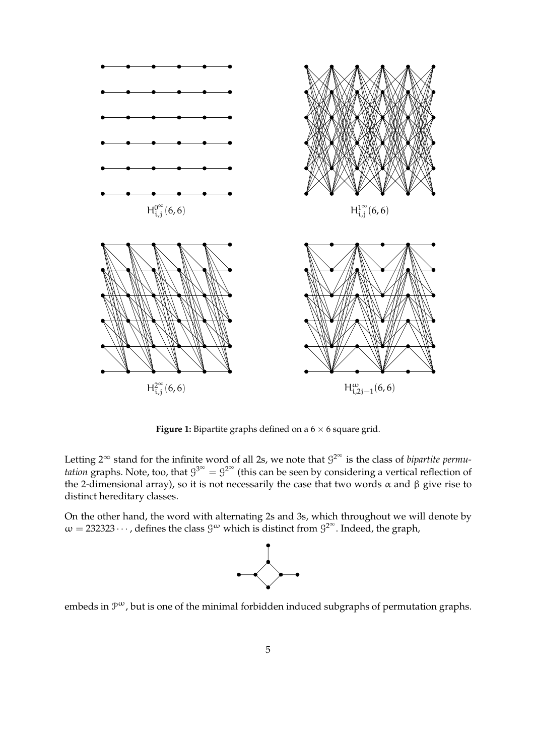$H^{0^\infty}_{i,j}(6,6)$

$H^{1^\infty}_{i,j}(6,6)$

$H^{2^\infty}_{i,j}(6,6)$

$H^{\omega}_{i,2j-1}(6,6)$

**Figure 1:** Bipartite graphs defined on a $6 \times 6$ square grid.

Letting $2^\infty$ stand for the infinite word of all 2s, we note that $\mathcal{G}^{2^\infty}$ is the class of *bipartite permutation* graphs. Note, too, that $\mathcal{G}^{3^\infty} = \mathcal{G}^{2^\infty}$ (this can be seen by considering a vertical reflection of the 2-dimensional array), so it is not necessarily the case that two words $\alpha$ and $\beta$ give rise to distinct hereditary classes.

On the other hand, the word with alternating 2s and 3s, which throughout we will denote by $\omega = 232323\cdots$, defines the class $\mathcal{G}^{\omega}$ which is distinct from $\mathcal{G}^{2^\infty}$. Indeed, the graph,

embeds in $\mathcal{P}^{\omega}$, but is one of the minimal forbidden induced subgraphs of permutation graphs.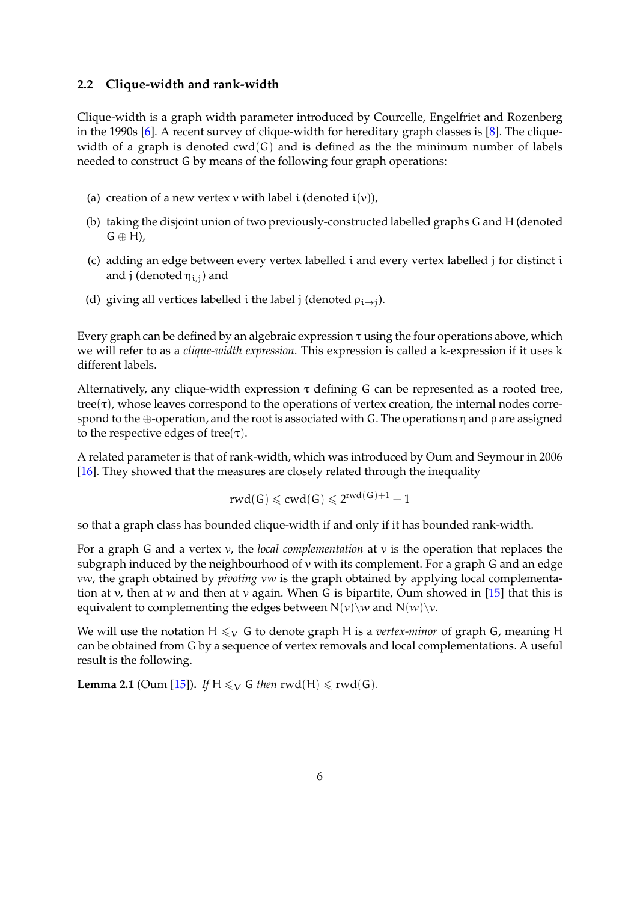### 2.2 Clique-width and rank-width

Clique-width is a graph width parameter introduced by Courcelle, Engelfriet and Rozenberg in the 1990s [6]. A recent survey of clique-width for hereditary graph classes is [8]. The clique-width of a graph is denoted $\mathrm{cwd}(G)$ and is defined as the the minimum number of labels needed to construct G by means of the following four graph operations:

(a) creation of a new vertex $v$ with label $i$ (denoted $i(v)$),

(b) taking the disjoint union of two previously-constructed labelled graphs G and H (denoted $G \oplus H$),

(c) adding an edge between every vertex labelled $i$ and every vertex labelled $j$ for distinct $i$ and $j$ (denoted $\eta_{i,j}$) and

(d) giving all vertices labelled $i$ the label $j$ (denoted $\rho_{i \to j}$).

Every graph can be defined by an algebraic expression $\tau$ using the four operations above, which we will refer to as a *clique-width expression*. This expression is called a $k$-expression if it uses $k$ different labels.

Alternatively, any clique-width expression $\tau$ defining G can be represented as a rooted tree, $\mathrm{tree}(\tau)$, whose leaves correspond to the operations of vertex creation, the internal nodes correspond to the $\oplus$-operation, and the root is associated with G. The operations $\eta$ and $\rho$ are assigned to the respective edges of $\mathrm{tree}(\tau)$.

A related parameter is that of rank-width, which was introduced by Oum and Seymour in 2006 [16]. They showed that the measures are closely related through the inequality

$$\mathrm{rwd}(G) \leqslant \mathrm{cwd}(G) \leqslant 2^{\mathrm{rwd}(G)+1} - 1$$

so that a graph class has bounded clique-width if and only if it has bounded rank-width.

For a graph G and a vertex $v$, the *local complementation* at $v$ is the operation that replaces the subgraph induced by the neighbourhood of $v$ with its complement. For a graph G and an edge $vw$, the graph obtained by *pivoting* $vw$ is the graph obtained by applying local complementation at $v$, then at $w$ and then at $v$ again. When G is bipartite, Oum showed in [15] that this is equivalent to complementing the edges between $N(v) \backslash w$ and $N(w) \backslash v$.

We will use the notation $H \leqslant_V G$ to denote graph H is a *vertex-minor* of graph G, meaning H can be obtained from G by a sequence of vertex removals and local complementations. A useful result is the following.

**Lemma 2.1** (Oum [15])**.** *If* $H \leqslant_V G$ *then* $\mathrm{rwd}(H) \leqslant \mathrm{rwd}(G)$.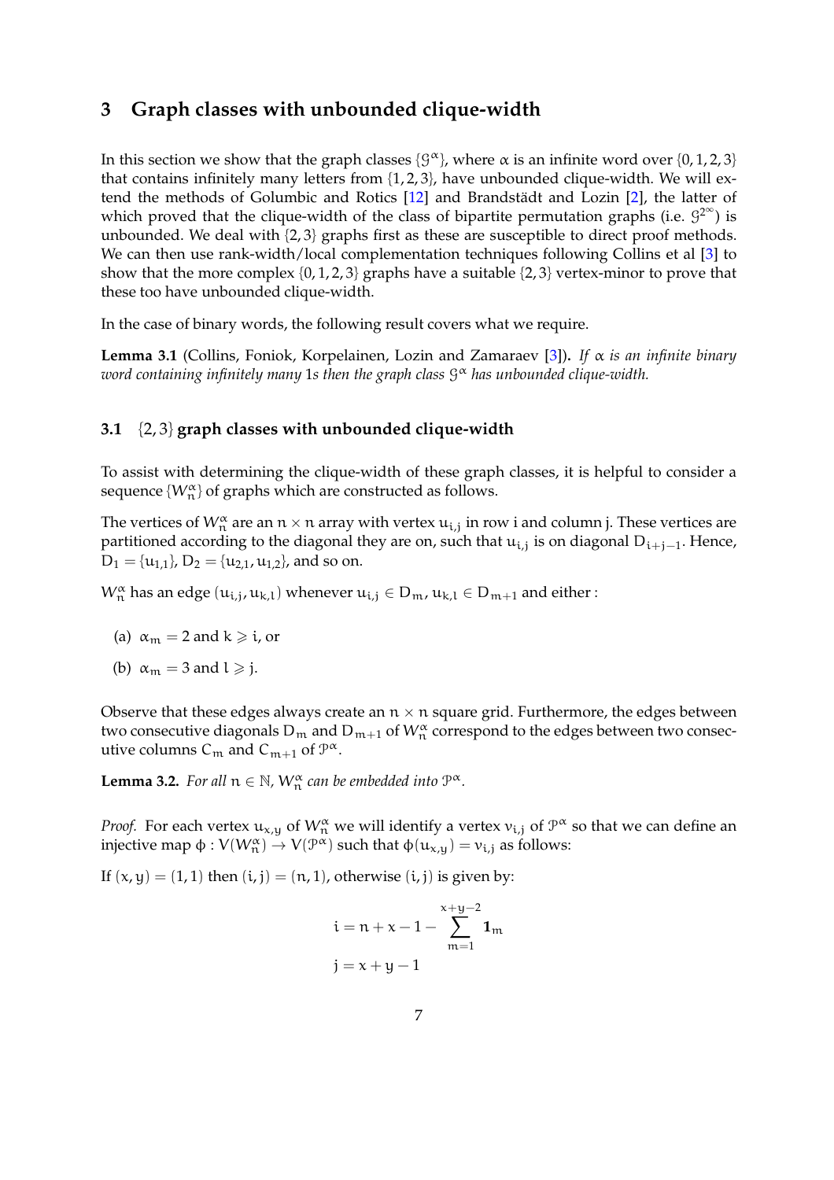## 3 Graph classes with unbounded clique-width

In this section we show that the graph classes $\{\mathcal{G}^\alpha\}$, where $\alpha$ is an infinite word over $\{0, 1, 2, 3\}$ that contains infinitely many letters from $\{1, 2, 3\}$, have unbounded clique-width. We will extend the methods of Golumbic and Rotics [12] and Brandstädt and Lozin [2], the latter of which proved that the clique-width of the class of bipartite permutation graphs (i.e. $\mathcal{G}^{2^\infty}$) is unbounded. We deal with $\{2, 3\}$ graphs first as these are susceptible to direct proof methods. We can then use rank-width/local complementation techniques following Collins et al [3] to show that the more complex $\{0, 1, 2, 3\}$ graphs have a suitable $\{2, 3\}$ vertex-minor to prove that these too have unbounded clique-width.

In the case of binary words, the following result covers what we require.

**Lemma 3.1** (Collins, Foniok, Korpelainen, Lozin and Zamaraev [3]). *If $\alpha$ is an infinite binary word containing infinitely many 1s then the graph class $\mathcal{G}^\alpha$ has unbounded clique-width.*

### 3.1 $\{2, 3\}$ graph classes with unbounded clique-width

To assist with determining the clique-width of these graph classes, it is helpful to consider a sequence $\{W_n^\alpha\}$ of graphs which are constructed as follows.

The vertices of $W_n^\alpha$ are an $n \times n$ array with vertex $u_{i,j}$ in row i and column j. These vertices are partitioned according to the diagonal they are on, such that $u_{i,j}$ is on diagonal $D_{i+j-1}$. Hence, $D_1 = \{u_{1,1}\}$, $D_2 = \{u_{2,1}, u_{1,2}\}$, and so on.

$W_n^\alpha$ has an edge $(u_{i,j}, u_{k,l})$ whenever $u_{i,j} \in D_m$, $u_{k,l} \in D_{m+1}$ and either :

(a) $\alpha_m = 2$ and $k \geqslant i$, or

(b) $\alpha_m = 3$ and $l \geqslant j$.

Observe that these edges always create an $n \times n$ square grid. Furthermore, the edges between two consecutive diagonals $D_m$ and $D_{m+1}$ of $W_n^\alpha$ correspond to the edges between two consecutive columns $C_m$ and $C_{m+1}$ of $\mathcal{P}^\alpha$.

**Lemma 3.2.** *For all $n \in \mathbb{N}$, $W_n^\alpha$ can be embedded into $\mathcal{P}^\alpha$.*

*Proof.* For each vertex $u_{x,y}$ of $W_n^\alpha$ we will identify a vertex $v_{i,j}$ of $\mathcal{P}^\alpha$ so that we can define an injective map $\phi : V(W_n^\alpha) \to V(\mathcal{P}^\alpha)$ such that $\phi(u_{x,y}) = v_{i,j}$ as follows:

If $(x, y) = (1, 1)$ then $(i, j) = (n, 1)$, otherwise $(i, j)$ is given by:

$$i = n + x - 1 - \sum_{m=1}^{x+y-2} \mathbf{1}_m$$
$$j = x + y - 1$$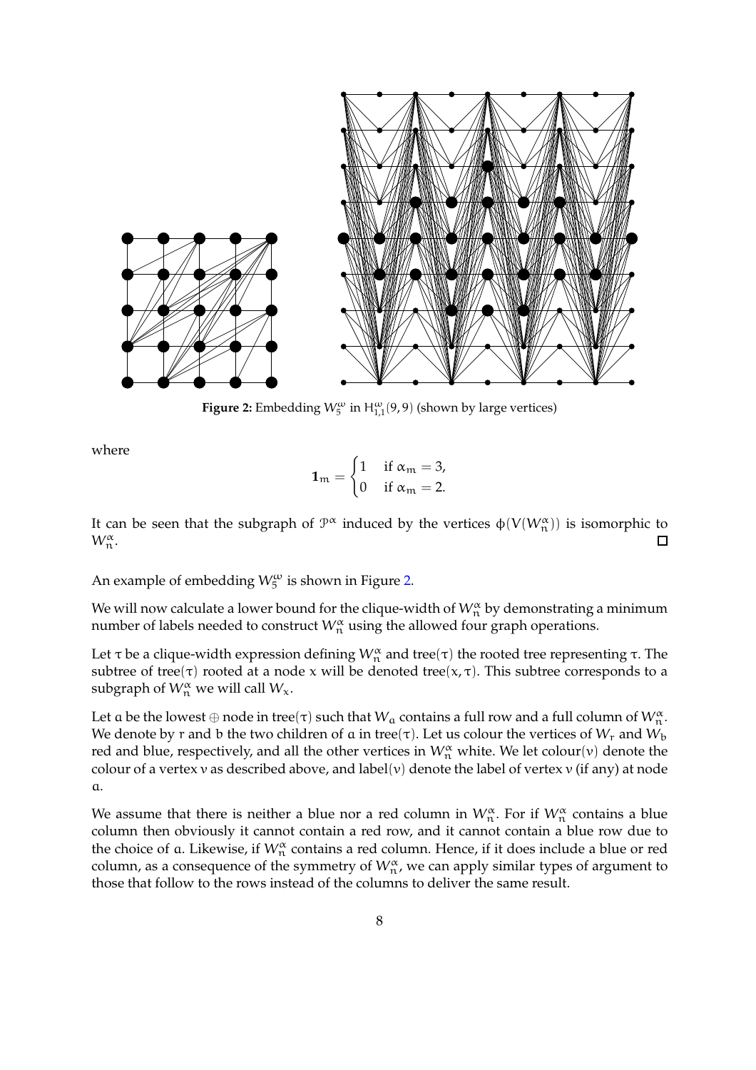**Figure 2:** Embedding $W_5^\omega$ in $H_{1,1}^\omega(9,9)$ (shown by large vertices)

where

$$\mathbf{1}_m = \begin{cases} 1 & \text{if } \alpha_m = 3, \\ 0 & \text{if } \alpha_m = 2. \end{cases}$$

It can be seen that the subgraph of $\mathcal{P}^\alpha$ induced by the vertices $\phi(V(W_n^\alpha))$ is isomorphic to $W_n^\alpha$. □

An example of embedding $W_5^\omega$ is shown in Figure 2.

We will now calculate a lower bound for the clique-width of $W_n^\alpha$ by demonstrating a minimum number of labels needed to construct $W_n^\alpha$ using the allowed four graph operations.

Let $\tau$ be a clique-width expression defining $W_n^\alpha$ and tree($\tau$) the rooted tree representing $\tau$. The subtree of tree($\tau$) rooted at a node $x$ will be denoted tree($x, \tau$). This subtree corresponds to a subgraph of $W_n^\alpha$ we will call $W_x$.

Let $a$ be the lowest $\oplus$ node in tree($\tau$) such that $W_a$ contains a full row and a full column of $W_n^\alpha$. We denote by $r$ and $b$ the two children of $a$ in tree($\tau$). Let us colour the vertices of $W_r$ and $W_b$ red and blue, respectively, and all the other vertices in $W_n^\alpha$ white. We let colour($v$) denote the colour of a vertex $v$ as described above, and label($v$) denote the label of vertex $v$ (if any) at node $a$.

We assume that there is neither a blue nor a red column in $W_n^\alpha$. For if $W_n^\alpha$ contains a blue column then obviously it cannot contain a red row, and it cannot contain a blue row due to the choice of $a$. Likewise, if $W_n^\alpha$ contains a red column. Hence, if it does include a blue or red column, as a consequence of the symmetry of $W_n^\alpha$, we can apply similar types of argument to those that follow to the rows instead of the columns to deliver the same result.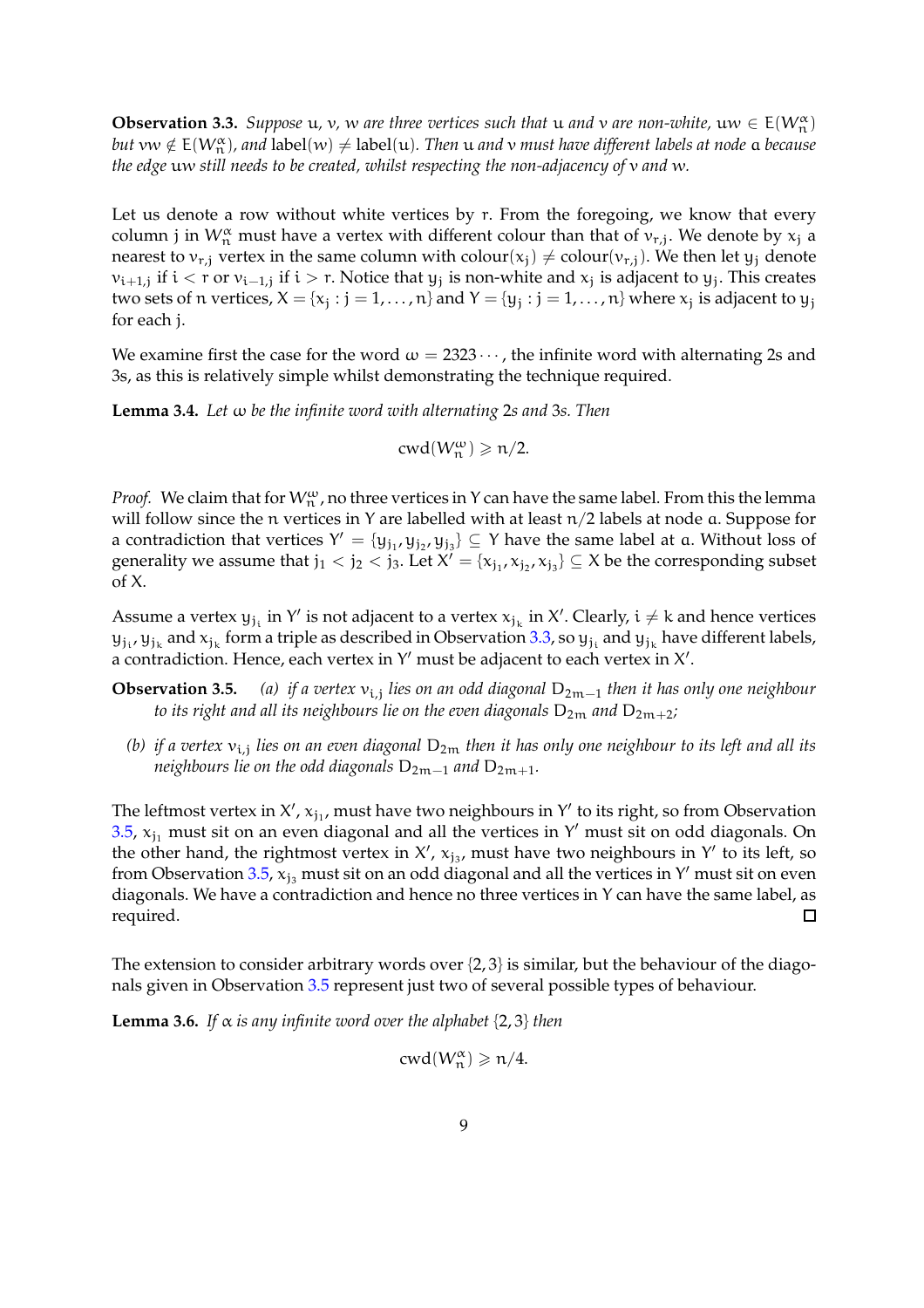**Observation 3.3.** *Suppose $u$, $v$, $w$ are three vertices such that $u$ and $v$ are non-white, $uw \in E(W_n^\alpha)$ but $vw \notin E(W_n^\alpha)$, and $\text{label}(w) \neq \text{label}(u)$. Then $u$ and $v$ must have different labels at node $a$ because the edge $uw$ still needs to be created, whilst respecting the non-adjacency of $v$ and $w$.*

Let us denote a row without white vertices by $r$. From the foregoing, we know that every column $j$ in $W_n^\alpha$ must have a vertex with different colour than that of $v_{r,j}$. We denote by $x_j$ a nearest to $v_{r,j}$ vertex in the same column with $\text{colour}(x_j) \neq \text{colour}(v_{r,j})$. We then let $y_j$ denote $v_{i+1,j}$ if $i < r$ or $v_{i-1,j}$ if $i > r$. Notice that $y_j$ is non-white and $x_j$ is adjacent to $y_j$. This creates two sets of $n$ vertices, $X = \{x_j : j = 1, \dots, n\}$ and $Y = \{y_j : j = 1, \dots, n\}$ where $x_j$ is adjacent to $y_j$ for each $j$.

We examine first the case for the word $\omega = 2323\cdots$, the infinite word with alternating 2s and 3s, as this is relatively simple whilst demonstrating the technique required.

**Lemma 3.4.** *Let $\omega$ be the infinite word with alternating 2s and 3s. Then*

$$\text{cwd}(W_n^\omega) \geqslant n/2.$$

*Proof.* We claim that for $W_n^\omega$, no three vertices in $Y$ can have the same label. From this the lemma will follow since the $n$ vertices in $Y$ are labelled with at least $n/2$ labels at node $a$. Suppose for a contradiction that vertices $Y' = \{y_{j_1}, y_{j_2}, y_{j_3}\} \subseteq Y$ have the same label at $a$. Without loss of generality we assume that $j_1 < j_2 < j_3$. Let $X' = \{x_{j_1}, x_{j_2}, x_{j_3}\} \subseteq X$ be the corresponding subset of $X$.

Assume a vertex $y_{j_i}$ in $Y'$ is not adjacent to a vertex $x_{j_k}$ in $X'$. Clearly, $i \neq k$ and hence vertices $y_{j_i}$, $y_{j_k}$ and $x_{j_k}$ form a triple as described in Observation 3.3, so $y_{j_i}$ and $y_{j_k}$ have different labels, a contradiction. Hence, each vertex in $Y'$ must be adjacent to each vertex in $X'$.

**Observation 3.5.** *(a) if a vertex $v_{i,j}$ lies on an odd diagonal $D_{2m-1}$ then it has only one neighbour to its right and all its neighbours lie on the even diagonals $D_{2m}$ and $D_{2m+2}$;*

*(b) if a vertex $v_{i,j}$ lies on an even diagonal $D_{2m}$ then it has only one neighbour to its left and all its neighbours lie on the odd diagonals $D_{2m-1}$ and $D_{2m+1}$.*

The leftmost vertex in $X'$, $x_{j_1}$, must have two neighbours in $Y'$ to its right, so from Observation 3.5, $x_{j_1}$ must sit on an even diagonal and all the vertices in $Y'$ must sit on odd diagonals. On the other hand, the rightmost vertex in $X'$, $x_{j_3}$, must have two neighbours in $Y'$ to its left, so from Observation 3.5, $x_{j_3}$ must sit on an odd diagonal and all the vertices in $Y'$ must sit on even diagonals. We have a contradiction and hence no three vertices in $Y$ can have the same label, as required. □

The extension to consider arbitrary words over $\{2, 3\}$ is similar, but the behaviour of the diagonals given in Observation 3.5 represent just two of several possible types of behaviour.

**Lemma 3.6.** *If $\alpha$ is any infinite word over the alphabet $\{2, 3\}$ then*

$$\text{cwd}(W_n^\alpha) \geqslant n/4.$$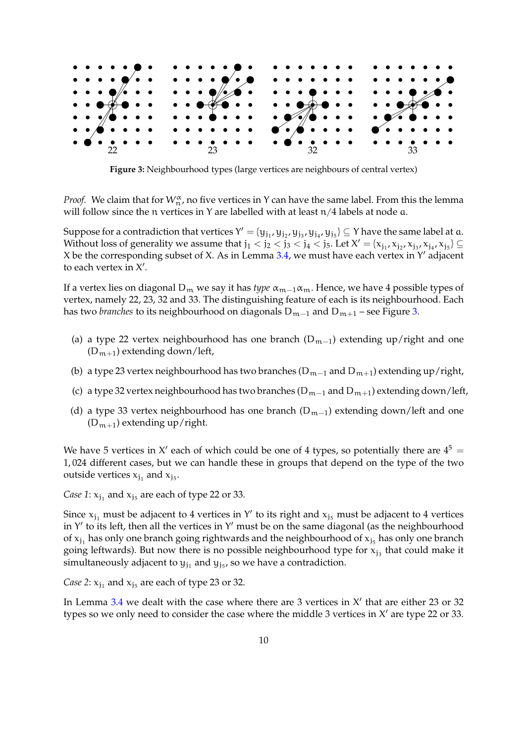**Figure 3:** Neighbourhood types (large vertices are neighbours of central vertex)

*Proof.* We claim that for $W_n^\alpha$, no five vertices in Y can have the same label. From this the lemma will follow since the n vertices in Y are labelled with at least $n/4$ labels at node a.

Suppose for a contradiction that vertices $Y' = \{y_{j_1}, y_{j_2}, y_{j_3}, y_{j_4}, y_{j_5}\} \subseteq Y$ have the same label at a. Without loss of generality we assume that $j_1 < j_2 < j_3 < j_4 < j_5$. Let $X' = \{x_{j_1}, x_{j_2}, x_{j_3}, x_{j_4}, x_{j_5}\} \subseteq X$ be the corresponding subset of X. As in Lemma 3.4, we must have each vertex in $Y'$ adjacent to each vertex in $X'$.

If a vertex lies on diagonal $D_m$ we say it has *type* $\alpha_{m-1}\alpha_m$. Hence, we have 4 possible types of vertex, namely 22, 23, 32 and 33. The distinguishing feature of each is its neighbourhood. Each has two *branches* to its neighbourhood on diagonals $D_{m-1}$ and $D_{m+1}$ – see Figure 3.

(a) a type 22 vertex neighbourhood has one branch ($D_{m-1}$) extending up/right and one ($D_{m+1}$) extending down/left,

(b) a type 23 vertex neighbourhood has two branches ($D_{m-1}$ and $D_{m+1}$) extending up/right,

(c) a type 32 vertex neighbourhood has two branches ($D_{m-1}$ and $D_{m+1}$) extending down/left,

(d) a type 33 vertex neighbourhood has one branch ($D_{m-1}$) extending down/left and one ($D_{m+1}$) extending up/right.

We have 5 vertices in $X'$ each of which could be one of 4 types, so potentially there are $4^5 = 1,024$ different cases, but we can handle these in groups that depend on the type of the two outside vertices $x_{j_1}$ and $x_{j_5}$.

*Case 1*: $x_{j_1}$ and $x_{j_5}$ are each of type 22 or 33.

Since $x_{j_1}$ must be adjacent to 4 vertices in $Y'$ to its right and $x_{j_5}$ must be adjacent to 4 vertices in $Y'$ to its left, then all the vertices in $Y'$ must be on the same diagonal (as the neighbourhood of $x_{j_1}$ has only one branch going rightwards and the neighbourhood of $x_{j_5}$ has only one branch going leftwards). But now there is no possible neighbourhood type for $x_{j_3}$ that could make it simultaneously adjacent to $y_{j_1}$ and $y_{j_5}$, so we have a contradiction.

*Case 2*: $x_{j_1}$ and $x_{j_5}$ are each of type 23 or 32.

In Lemma 3.4 we dealt with the case where there are 3 vertices in $X'$ that are either 23 or 32 types so we only need to consider the case where the middle 3 vertices in $X'$ are type 22 or 33.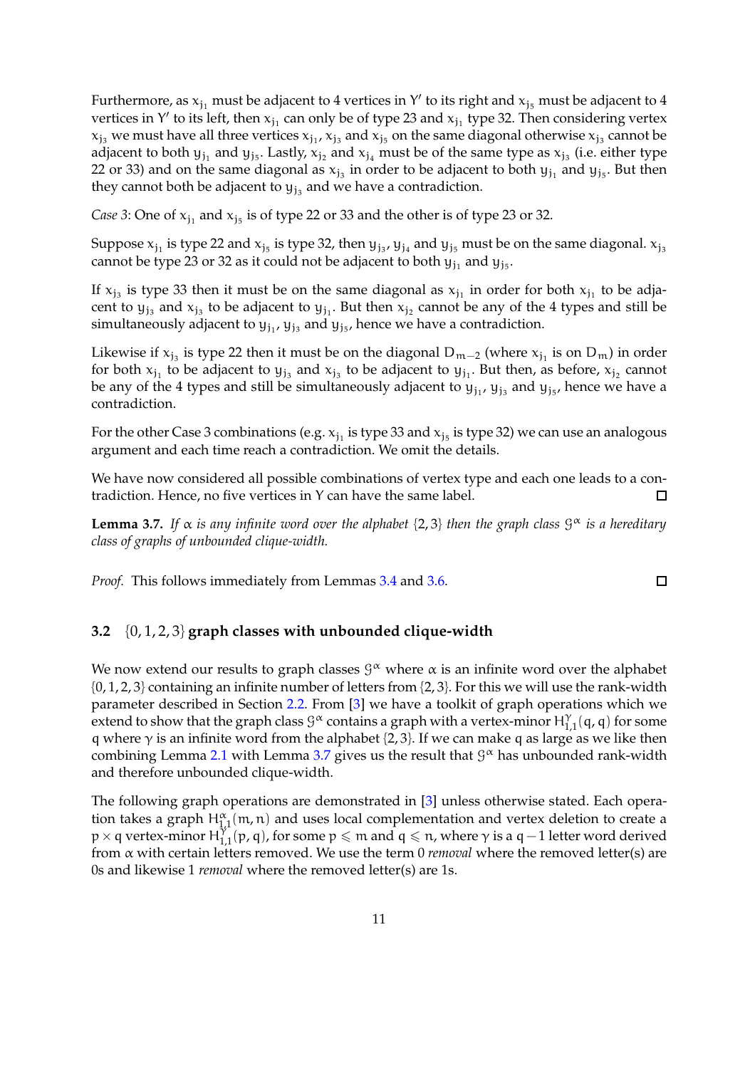Furthermore, as $x_{j_1}$ must be adjacent to 4 vertices in $Y'$ to its right and $x_{j_5}$ must be adjacent to 4 vertices in $Y'$ to its left, then $x_{j_1}$ can only be of type 23 and $x_{j_1}$ type 32. Then considering vertex $x_{j_3}$ we must have all three vertices $x_{j_1}$, $x_{j_3}$ and $x_{j_5}$ on the same diagonal otherwise $x_{j_3}$ cannot be adjacent to both $y_{j_1}$ and $y_{j_5}$. Lastly, $x_{j_2}$ and $x_{j_4}$ must be of the same type as $x_{j_3}$ (i.e. either type 22 or 33) and on the same diagonal as $x_{j_3}$ in order to be adjacent to both $y_{j_1}$ and $y_{j_5}$. But then they cannot both be adjacent to $y_{j_3}$ and we have a contradiction.

*Case 3*: One of $x_{j_1}$ and $x_{j_5}$ is of type 22 or 33 and the other is of type 23 or 32.

Suppose $x_{j_1}$ is type 22 and $x_{j_5}$ is type 32, then $y_{j_3}$, $y_{j_4}$ and $y_{j_5}$ must be on the same diagonal. $x_{j_3}$ cannot be type 23 or 32 as it could not be adjacent to both $y_{j_1}$ and $y_{j_5}$.

If $x_{j_3}$ is type 33 then it must be on the same diagonal as $x_{j_1}$ in order for both $x_{j_1}$ to be adjacent to $y_{j_3}$ and $x_{j_3}$ to be adjacent to $y_{j_1}$. But then $x_{j_2}$ cannot be any of the 4 types and still be simultaneously adjacent to $y_{j_1}$, $y_{j_3}$ and $y_{j_5}$, hence we have a contradiction.

Likewise if $x_{j_3}$ is type 22 then it must be on the diagonal $D_{m-2}$ (where $x_{j_1}$ is on $D_m$) in order for both $x_{j_1}$ to be adjacent to $y_{j_3}$ and $x_{j_3}$ to be adjacent to $y_{j_1}$. But then, as before, $x_{j_2}$ cannot be any of the 4 types and still be simultaneously adjacent to $y_{j_1}$, $y_{j_3}$ and $y_{j_5}$, hence we have a contradiction.

For the other Case 3 combinations (e.g. $x_{j_1}$ is type 33 and $x_{j_5}$ is type 32) we can use an analogous argument and each time reach a contradiction. We omit the details.

We have now considered all possible combinations of vertex type and each one leads to a contradiction. Hence, no five vertices in $Y$ can have the same label. ☐

**Lemma 3.7.** *If $\alpha$ is any infinite word over the alphabet $\{2, 3\}$ then the graph class $\mathcal{G}^\alpha$ is a hereditary class of graphs of unbounded clique-width.*

*Proof.* This follows immediately from Lemmas 3.4 and 3.6. ☐

### 3.2 $\{0, 1, 2, 3\}$ graph classes with unbounded clique-width

We now extend our results to graph classes $\mathcal{G}^\alpha$ where $\alpha$ is an infinite word over the alphabet $\{0, 1, 2, 3\}$ containing an infinite number of letters from $\{2, 3\}$. For this we will use the rank-width parameter described in Section 2.2. From [3] we have a toolkit of graph operations which we extend to show that the graph class $\mathcal{G}^\alpha$ contains a graph with a vertex-minor $H^\gamma_{1,1}(q, q)$ for some $q$ where $\gamma$ is an infinite word from the alphabet $\{2, 3\}$. If we can make $q$ as large as we like then combining Lemma 2.1 with Lemma 3.7 gives us the result that $\mathcal{G}^\alpha$ has unbounded rank-width and therefore unbounded clique-width.

The following graph operations are demonstrated in [3] unless otherwise stated. Each operation takes a graph $H^\alpha_{1,1}(m, n)$ and uses local complementation and vertex deletion to create a $p \times q$ vertex-minor $H^\gamma_{1,1}(p, q)$, for some $p \leqslant m$ and $q \leqslant n$, where $\gamma$ is a $q - 1$ letter word derived from $\alpha$ with certain letters removed. We use the term 0 *removal* where the removed letter(s) are 0s and likewise 1 *removal* where the removed letter(s) are 1s.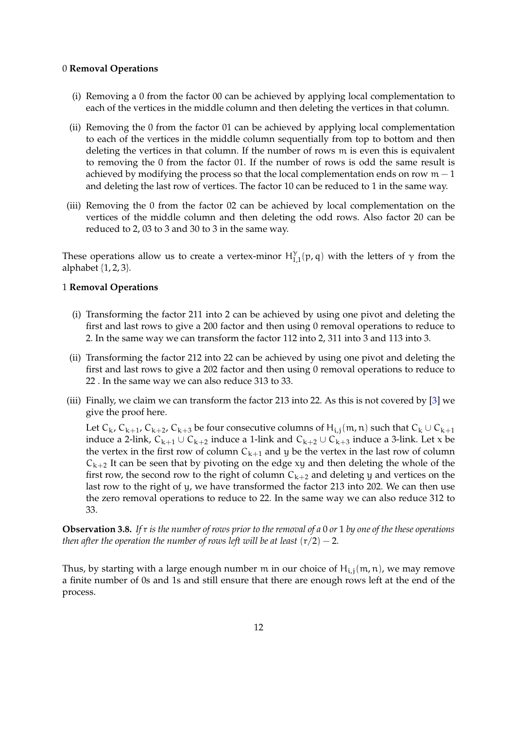0 **Removal Operations**

(i) Removing a 0 from the factor 00 can be achieved by applying local complementation to each of the vertices in the middle column and then deleting the vertices in that column.

(ii) Removing the 0 from the factor 01 can be achieved by applying local complementation to each of the vertices in the middle column sequentially from top to bottom and then deleting the vertices in that column. If the number of rows $m$ is even this is equivalent to removing the 0 from the factor 01. If the number of rows is odd the same result is achieved by modifying the process so that the local complementation ends on row $m-1$ and deleting the last row of vertices. The factor 10 can be reduced to 1 in the same way.

(iii) Removing the 0 from the factor 02 can be achieved by local complementation on the vertices of the middle column and then deleting the odd rows. Also factor 20 can be reduced to 2, 03 to 3 and 30 to 3 in the same way.

These operations allow us to create a vertex-minor $H^{\gamma}_{1,1}(p,q)$ with the letters of $\gamma$ from the alphabet $\{1,2,3\}$.

1 **Removal Operations**

(i) Transforming the factor 211 into 2 can be achieved by using one pivot and deleting the first and last rows to give a 200 factor and then using 0 removal operations to reduce to 2. In the same way we can transform the factor 112 into 2, 311 into 3 and 113 into 3.

(ii) Transforming the factor 212 into 22 can be achieved by using one pivot and deleting the first and last rows to give a 202 factor and then using 0 removal operations to reduce to 22 . In the same way we can also reduce 313 to 33.

(iii) Finally, we claim we can transform the factor 213 into 22. As this is not covered by [3] we give the proof here.

Let $C_k$, $C_{k+1}$, $C_{k+2}$, $C_{k+3}$ be four consecutive columns of $H_{i,j}(m,n)$ such that $C_k \cup C_{k+1}$ induce a 2-link, $C_{k+1} \cup C_{k+2}$ induce a 1-link and $C_{k+2} \cup C_{k+3}$ induce a 3-link. Let $x$ be the vertex in the first row of column $C_{k+1}$ and $y$ be the vertex in the last row of column $C_{k+2}$ It can be seen that by pivoting on the edge $xy$ and then deleting the whole of the first row, the second row to the right of column $C_{k+2}$ and deleting $y$ and vertices on the last row to the right of $y$, we have transformed the factor 213 into 202. We can then use the zero removal operations to reduce to 22. In the same way we can also reduce 312 to 33.

**Observation 3.8.** *If $r$ is the number of rows prior to the removal of a 0 or 1 by one of the these operations then after the operation the number of rows left will be at least $(r/2) - 2$.*

Thus, by starting with a large enough number $m$ in our choice of $H_{i,j}(m,n)$, we may remove a finite number of 0s and 1s and still ensure that there are enough rows left at the end of the process.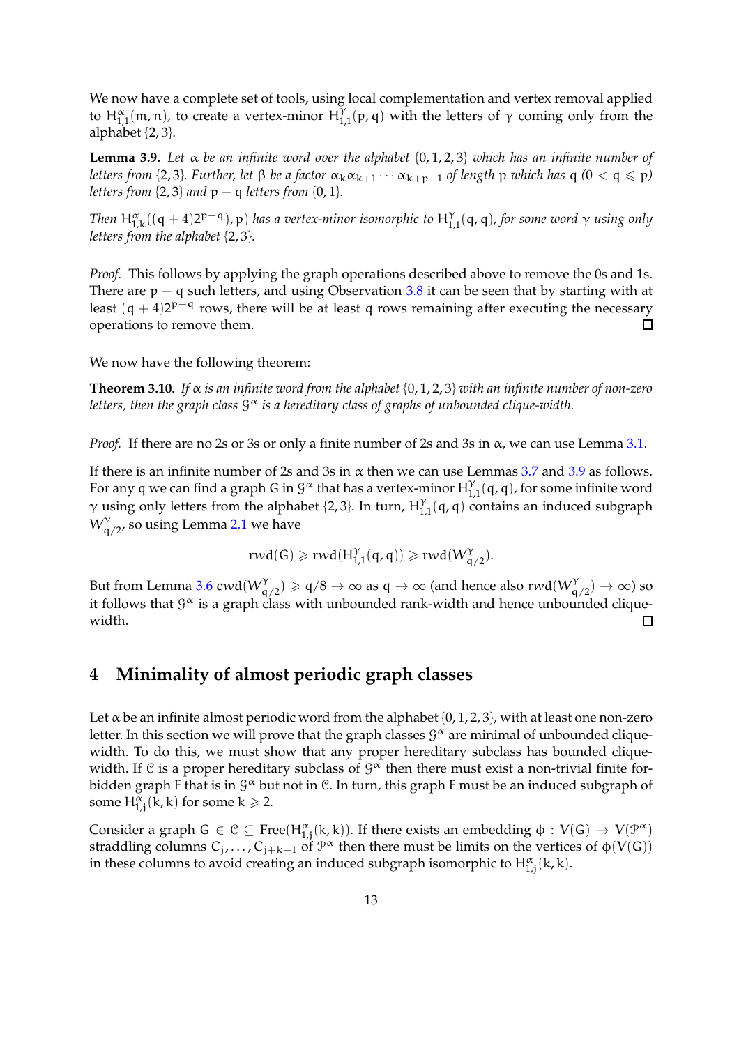We now have a complete set of tools, using local complementation and vertex removal applied to $H^{\alpha}_{1,1}(m, n)$, to create a vertex-minor $H^{\gamma}_{1,1}(p, q)$ with the letters of $\gamma$ coming only from the alphabet $\{2, 3\}$.

**Lemma 3.9.** *Let $\alpha$ be an infinite word over the alphabet $\{0, 1, 2, 3\}$ which has an infinite number of letters from $\{2, 3\}$. Further, let $\beta$ be a factor $\alpha_k\alpha_{k+1} \cdots \alpha_{k+p-1}$ of length $p$ which has $q$ ($0 < q \leqslant p$) letters from $\{2, 3\}$ and $p - q$ letters from $\{0, 1\}$.*

*Then $H^{\alpha}_{1,k}((q + 4)2^{p-q}), p)$ has a vertex-minor isomorphic to $H^{\gamma}_{1,1}(q, q)$, for some word $\gamma$ using only letters from the alphabet $\{2, 3\}$.*

*Proof.* This follows by applying the graph operations described above to remove the 0s and 1s. There are $p - q$ such letters, and using Observation 3.8 it can be seen that by starting with at least $(q + 4)2^{p-q}$ rows, there will be at least $q$ rows remaining after executing the necessary operations to remove them. □

We now have the following theorem:

**Theorem 3.10.** *If $\alpha$ is an infinite word from the alphabet $\{0, 1, 2, 3\}$ with an infinite number of non-zero letters, then the graph class $\mathcal{G}^{\alpha}$ is a hereditary class of graphs of unbounded clique-width.*

*Proof.* If there are no 2s or 3s or only a finite number of 2s and 3s in $\alpha$, we can use Lemma 3.1.

If there is an infinite number of 2s and 3s in $\alpha$ then we can use Lemmas 3.7 and 3.9 as follows. For any $q$ we can find a graph $G$ in $\mathcal{G}^{\alpha}$ that has a vertex-minor $H^{\gamma}_{1,1}(q, q)$, for some infinite word $\gamma$ using only letters from the alphabet $\{2, 3\}$. In turn, $H^{\gamma}_{1,1}(q, q)$ contains an induced subgraph $W^{\gamma}_{q/2}$, so using Lemma 2.1 we have

$$rwd(G) \geqslant rwd(H^{\gamma}_{1,1}(q, q)) \geqslant rwd(W^{\gamma}_{q/2}).$$

But from Lemma 3.6 $cwd(W^{\gamma}_{q/2}) \geqslant q/8 \to \infty$ as $q \to \infty$ (and hence also $rwd(W^{\gamma}_{q/2}) \to \infty$) so it follows that $\mathcal{G}^{\alpha}$ is a graph class with unbounded rank-width and hence unbounded clique-width. □

## 4 Minimality of almost periodic graph classes

Let $\alpha$ be an infinite almost periodic word from the alphabet $\{0, 1, 2, 3\}$, with at least one non-zero letter. In this section we will prove that the graph classes $\mathcal{G}^{\alpha}$ are minimal of unbounded clique-width. To do this, we must show that any proper hereditary subclass has bounded clique-width. If $\mathcal{C}$ is a proper hereditary subclass of $\mathcal{G}^{\alpha}$ then there must exist a non-trivial finite forbidden graph $F$ that is in $\mathcal{G}^{\alpha}$ but not in $\mathcal{C}$. In turn, this graph $F$ must be an induced subgraph of some $H^{\alpha}_{1,j}(k, k)$ for some $k \geqslant 2$.

Consider a graph $G \in \mathcal{C} \subseteq Free(H^{\alpha}_{1,j}(k, k))$. If there exists an embedding $\phi : V(G) \to V(\mathcal{P}^{\alpha})$ straddling columns $C_j, \ldots, C_{j+k-1}$ of $\mathcal{P}^{\alpha}$ then there must be limits on the vertices of $\phi(V(G))$ in these columns to avoid creating an induced subgraph isomorphic to $H^{\alpha}_{1,j}(k, k)$.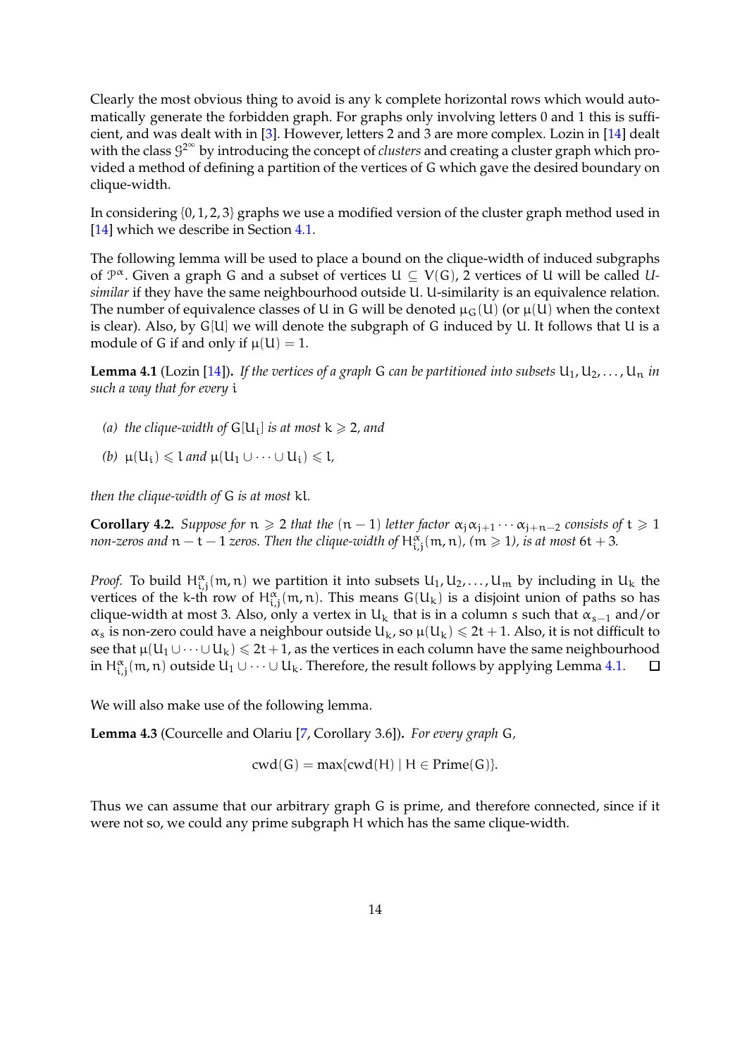Clearly the most obvious thing to avoid is any $k$ complete horizontal rows which would automatically generate the forbidden graph. For graphs only involving letters 0 and 1 this is sufficient, and was dealt with in [3]. However, letters 2 and 3 are more complex. Lozin in [14] dealt with the class $\mathcal{G}^{2^\infty}$ by introducing the concept of *clusters* and creating a cluster graph which provided a method of defining a partition of the vertices of G which gave the desired boundary on clique-width.

In considering $\{0, 1, 2, 3\}$ graphs we use a modified version of the cluster graph method used in [14] which we describe in Section 4.1.

The following lemma will be used to place a bound on the clique-width of induced subgraphs of $\mathcal{P}^\alpha$. Given a graph $G$ and a subset of vertices $U \subseteq V(G)$, 2 vertices of $U$ will be called *U-similar* if they have the same neighbourhood outside $U$. U-similarity is an equivalence relation. The number of equivalence classes of $U$ in $G$ will be denoted $\mu_G(U)$ (or $\mu(U)$ when the context is clear). Also, by $G[U]$ we will denote the subgraph of $G$ induced by $U$. It follows that $U$ is a module of $G$ if and only if $\mu(U) = 1$.

**Lemma 4.1** (Lozin [14]). *If the vertices of a graph $G$ can be partitioned into subsets $U_1, U_2, \ldots, U_n$ in such a way that for every $i$*

- *(a) the clique-width of $G[U_i]$ is at most $k \geqslant 2$, and*
- *(b) $\mu(U_i) \leqslant l$ and $\mu(U_1 \cup \cdots \cup U_i) \leqslant l$,*

*then the clique-width of $G$ is at most $kl$.*

**Corollary 4.2.** *Suppose for $n \geqslant 2$ that the $(n-1)$ letter factor $\alpha_j\alpha_{j+1}\cdots\alpha_{j+n-2}$ consists of $t \geqslant 1$ non-zeros and $n - t - 1$ zeros. Then the clique-width of $H^\alpha_{i,j}(m, n)$, $(m \geqslant 1)$, is at most $6t + 3$.*

*Proof.* To build $H^\alpha_{i,j}(m, n)$ we partition it into subsets $U_1, U_2, \ldots, U_m$ by including in $U_k$ the vertices of the $k$-th row of $H^\alpha_{i,j}(m, n)$. This means $G(U_k)$ is a disjoint union of paths so has clique-width at most 3. Also, only a vertex in $U_k$ that is in a column $s$ such that $\alpha_{s-1}$ and/or $\alpha_s$ is non-zero could have a neighbour outside $U_k$, so $\mu(U_k) \leqslant 2t + 1$. Also, it is not difficult to see that $\mu(U_1 \cup \cdots \cup U_k) \leqslant 2t + 1$, as the vertices in each column have the same neighbourhood in $H^\alpha_{i,j}(m, n)$ outside $U_1 \cup \cdots \cup U_k$. Therefore, the result follows by applying Lemma 4.1. □

We will also make use of the following lemma.

**Lemma 4.3** (Courcelle and Olariu [7, Corollary 3.6]). *For every graph $G$,*

$$\mathrm{cwd}(G) = \max\{\mathrm{cwd}(H) \mid H \in \mathrm{Prime}(G)\}.$$

Thus we can assume that our arbitrary graph $G$ is prime, and therefore connected, since if it were not so, we could any prime subgraph $H$ which has the same clique-width.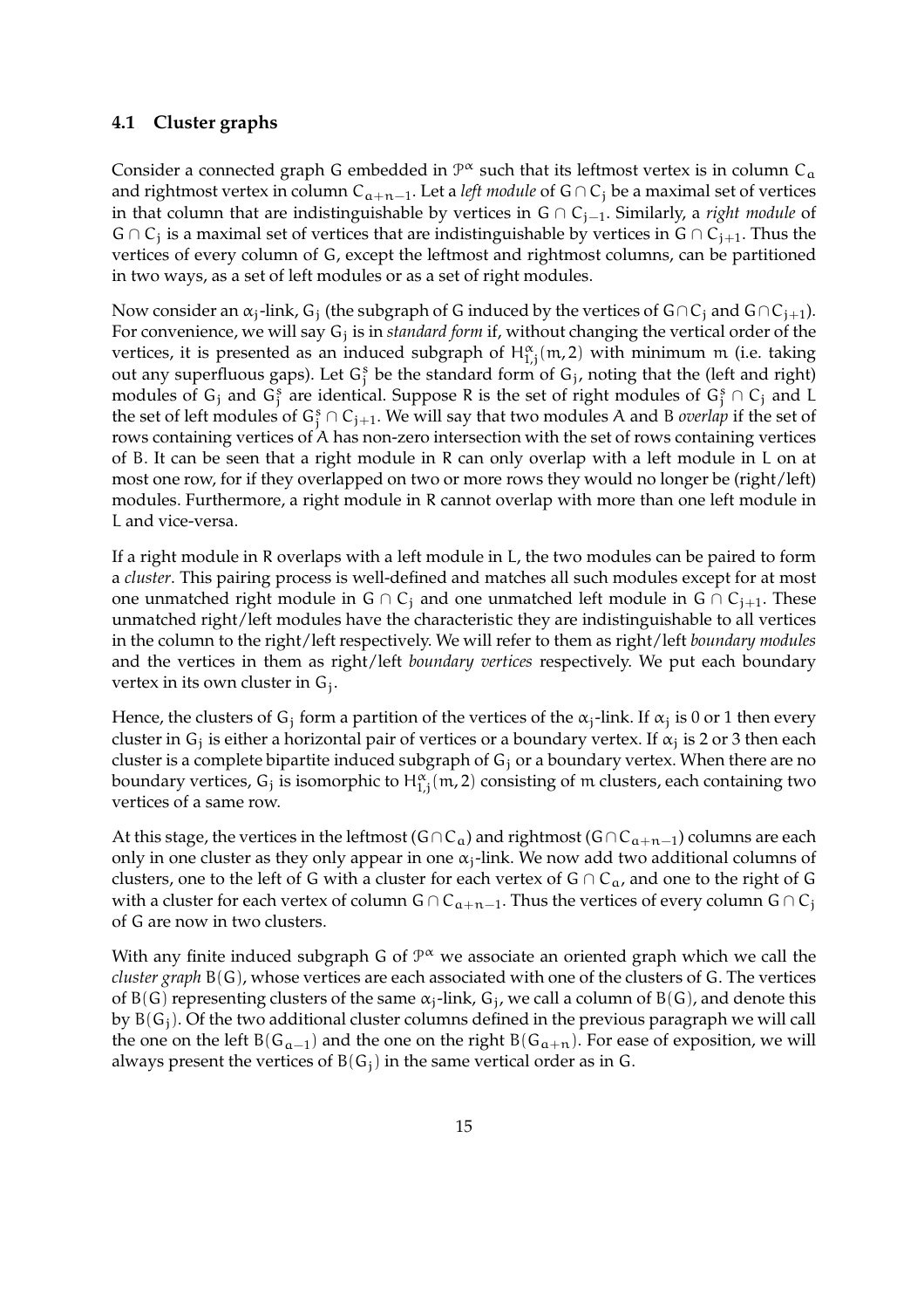### 4.1 Cluster graphs

Consider a connected graph $G$ embedded in $\mathcal{P}^\alpha$ such that its leftmost vertex is in column $C_a$ and rightmost vertex in column $C_{a+n-1}$. Let a *left module* of $G \cap C_j$ be a maximal set of vertices in that column that are indistinguishable by vertices in $G \cap C_{j-1}$. Similarly, a *right module* of $G \cap C_j$ is a maximal set of vertices that are indistinguishable by vertices in $G \cap C_{j+1}$. Thus the vertices of every column of $G$, except the leftmost and rightmost columns, can be partitioned in two ways, as a set of left modules or as a set of right modules.

Now consider an $\alpha_j$-link, $G_j$ (the subgraph of $G$ induced by the vertices of $G \cap C_j$ and $G \cap C_{j+1}$). For convenience, we will say $G_j$ is in *standard form* if, without changing the vertical order of the vertices, it is presented as an induced subgraph of $H^\alpha_{1,j}(m, 2)$ with minimum $m$ (i.e. taking out any superfluous gaps). Let $G^s_j$ be the standard form of $G_j$, noting that the (left and right) modules of $G_j$ and $G^s_j$ are identical. Suppose $R$ is the set of right modules of $G^s_j \cap C_j$ and $L$ the set of left modules of $G^s_j \cap C_{j+1}$. We will say that two modules $A$ and $B$ *overlap* if the set of rows containing vertices of $A$ has non-zero intersection with the set of rows containing vertices of $B$. It can be seen that a right module in $R$ can only overlap with a left module in $L$ on at most one row, for if they overlapped on two or more rows they would no longer be (right/left) modules. Furthermore, a right module in $R$ cannot overlap with more than one left module in $L$ and vice-versa.

If a right module in $R$ overlaps with a left module in $L$, the two modules can be paired to form a *cluster*. This pairing process is well-defined and matches all such modules except for at most one unmatched right module in $G \cap C_j$ and one unmatched left module in $G \cap C_{j+1}$. These unmatched right/left modules have the characteristic they are indistinguishable to all vertices in the column to the right/left respectively. We will refer to them as right/left *boundary modules* and the vertices in them as right/left *boundary vertices* respectively. We put each boundary vertex in its own cluster in $G_j$.

Hence, the clusters of $G_j$ form a partition of the vertices of the $\alpha_j$-link. If $\alpha_j$ is 0 or 1 then every cluster in $G_j$ is either a horizontal pair of vertices or a boundary vertex. If $\alpha_j$ is 2 or 3 then each cluster is a complete bipartite induced subgraph of $G_j$ or a boundary vertex. When there are no boundary vertices, $G_j$ is isomorphic to $H^\alpha_{1,j}(m, 2)$ consisting of $m$ clusters, each containing two vertices of a same row.

At this stage, the vertices in the leftmost ($G \cap C_a$) and rightmost ($G \cap C_{a+n-1}$) columns are each only in one cluster as they only appear in one $\alpha_j$-link. We now add two additional columns of clusters, one to the left of $G$ with a cluster for each vertex of $G \cap C_a$, and one to the right of $G$ with a cluster for each vertex of column $G \cap C_{a+n-1}$. Thus the vertices of every column $G \cap C_j$ of $G$ are now in two clusters.

With any finite induced subgraph $G$ of $\mathcal{P}^\alpha$ we associate an oriented graph which we call the *cluster graph* $B(G)$, whose vertices are each associated with one of the clusters of $G$. The vertices of $B(G)$ representing clusters of the same $\alpha_j$-link, $G_j$, we call a column of $B(G)$, and denote this by $B(G_j)$. Of the two additional cluster columns defined in the previous paragraph we will call the one on the left $B(G_{a-1})$ and the one on the right $B(G_{a+n})$. For ease of exposition, we will always present the vertices of $B(G_j)$ in the same vertical order as in $G$.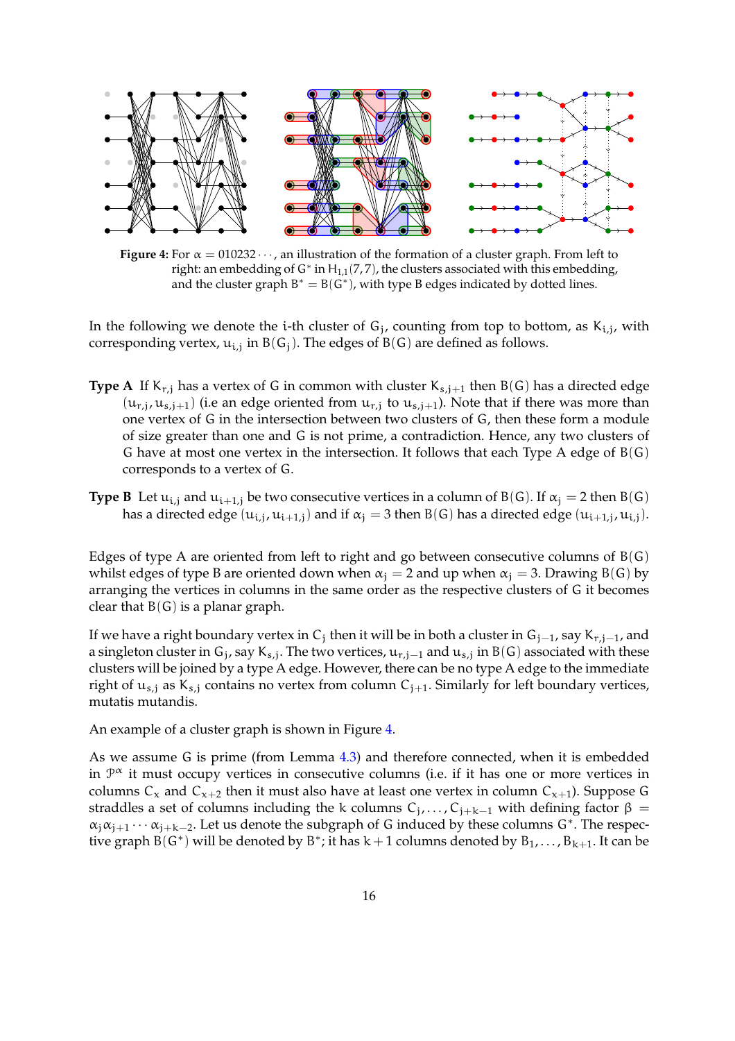**Figure 4:** For $\alpha = 010232\cdots$, an illustration of the formation of a cluster graph. From left to right: an embedding of $G^*$ in $H_{1,1}(7,7)$, the clusters associated with this embedding, and the cluster graph $B^* = B(G^*)$, with type B edges indicated by dotted lines.

In the following we denote the $i$-th cluster of $G_j$, counting from top to bottom, as $K_{i,j}$, with corresponding vertex, $u_{i,j}$ in $B(G_j)$. The edges of $B(G)$ are defined as follows.

**Type A** If $K_{r,j}$ has a vertex of G in common with cluster $K_{s,j+1}$ then $B(G)$ has a directed edge $(u_{r,j}, u_{s,j+1})$ (i.e an edge oriented from $u_{r,j}$ to $u_{s,j+1}$). Note that if there was more than one vertex of G in the intersection between two clusters of G, then these form a module of size greater than one and G is not prime, a contradiction. Hence, any two clusters of G have at most one vertex in the intersection. It follows that each Type A edge of $B(G)$ corresponds to a vertex of G.

**Type B** Let $u_{i,j}$ and $u_{i+1,j}$ be two consecutive vertices in a column of $B(G)$. If $\alpha_j = 2$ then $B(G)$ has a directed edge $(u_{i,j}, u_{i+1,j})$ and if $\alpha_j = 3$ then $B(G)$ has a directed edge $(u_{i+1,j}, u_{i,j})$.

Edges of type A are oriented from left to right and go between consecutive columns of $B(G)$ whilst edges of type B are oriented down when $\alpha_j = 2$ and up when $\alpha_j = 3$. Drawing $B(G)$ by arranging the vertices in columns in the same order as the respective clusters of G it becomes clear that $B(G)$ is a planar graph.

If we have a right boundary vertex in $C_j$ then it will be in both a cluster in $G_{j-1}$, say $K_{r,j-1}$, and a singleton cluster in $G_j$, say $K_{s,j}$. The two vertices, $u_{r,j-1}$ and $u_{s,j}$ in $B(G)$ associated with these clusters will be joined by a type A edge. However, there can be no type A edge to the immediate right of $u_{s,j}$ as $K_{s,j}$ contains no vertex from column $C_{j+1}$. Similarly for left boundary vertices, mutatis mutandis.

An example of a cluster graph is shown in Figure 4.

As we assume G is prime (from Lemma 4.3) and therefore connected, when it is embedded in $\mathcal{P}^\alpha$ it must occupy vertices in consecutive columns (i.e. if it has one or more vertices in columns $C_x$ and $C_{x+2}$ then it must also have at least one vertex in column $C_{x+1}$). Suppose G straddles a set of columns including the k columns $C_j, \dots, C_{j+k-1}$ with defining factor $\beta = \alpha_j\alpha_{j+1}\cdots\alpha_{j+k-2}$. Let us denote the subgraph of G induced by these columns $G^*$. The respective graph $B(G^*)$ will be denoted by $B^*$; it has $k+1$ columns denoted by $B_1, \dots, B_{k+1}$. It can be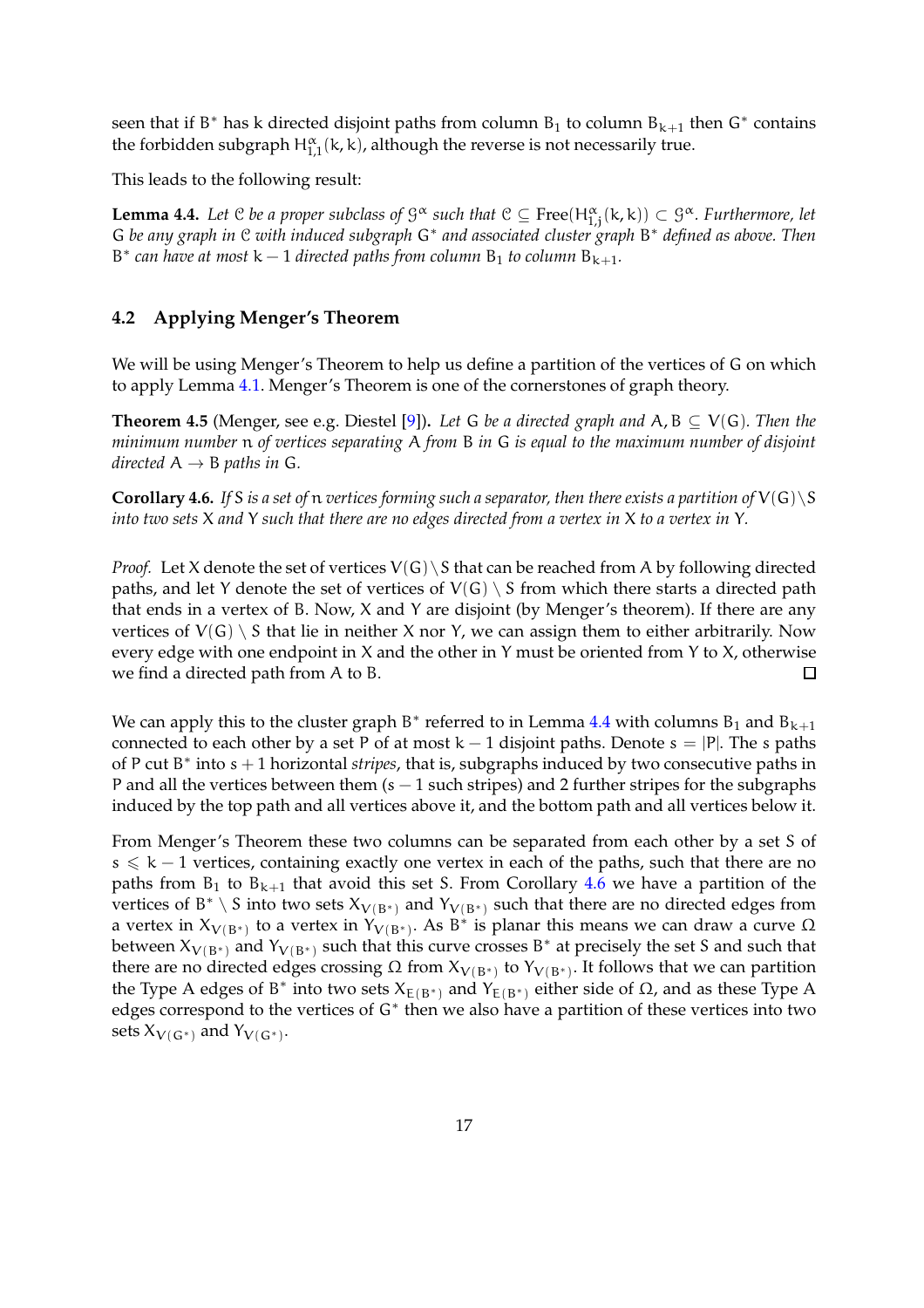seen that if $B^*$ has $k$ directed disjoint paths from column $B_1$ to column $B_{k+1}$ then $G^*$ contains the forbidden subgraph $H^{\alpha}_{1,1}(k,k)$, although the reverse is not necessarily true.

This leads to the following result:

**Lemma 4.4.** *Let $\mathcal{C}$ be a proper subclass of $\mathcal{G}^{\alpha}$ such that $\mathcal{C} \subseteq \text{Free}(H^{\alpha}_{1,j}(k,k)) \subset \mathcal{G}^{\alpha}$. Furthermore, let $G$ be any graph in $\mathcal{C}$ with induced subgraph $G^*$ and associated cluster graph $B^*$ defined as above. Then $B^*$ can have at most $k-1$ directed paths from column $B_1$ to column $B_{k+1}$.*

## 4.2 Applying Menger's Theorem

We will be using Menger's Theorem to help us define a partition of the vertices of $G$ on which to apply Lemma 4.1. Menger's Theorem is one of the cornerstones of graph theory.

**Theorem 4.5** (Menger, see e.g. Diestel [9]). *Let $G$ be a directed graph and $A, B \subseteq V(G)$. Then the minimum number $n$ of vertices separating $A$ from $B$ in $G$ is equal to the maximum number of disjoint directed $A \to B$ paths in $G$.*

**Corollary 4.6.** *If $S$ is a set of $n$ vertices forming such a separator, then there exists a partition of $V(G) \setminus S$ into two sets $X$ and $Y$ such that there are no edges directed from a vertex in $X$ to a vertex in $Y$.*

*Proof.* Let $X$ denote the set of vertices $V(G) \setminus S$ that can be reached from $A$ by following directed paths, and let $Y$ denote the set of vertices of $V(G) \setminus S$ from which there starts a directed path that ends in a vertex of $B$. Now, $X$ and $Y$ are disjoint (by Menger's theorem). If there are any vertices of $V(G) \setminus S$ that lie in neither $X$ nor $Y$, we can assign them to either arbitrarily. Now every edge with one endpoint in $X$ and the other in $Y$ must be oriented from $Y$ to $X$, otherwise we find a directed path from $A$ to $B$. □

We can apply this to the cluster graph $B^*$ referred to in Lemma 4.4 with columns $B_1$ and $B_{k+1}$ connected to each other by a set $P$ of at most $k-1$ disjoint paths. Denote $s = |P|$. The $s$ paths of $P$ cut $B^*$ into $s+1$ horizontal *stripes*, that is, subgraphs induced by two consecutive paths in $P$ and all the vertices between them ($s-1$ such stripes) and 2 further stripes for the subgraphs induced by the top path and all vertices above it, and the bottom path and all vertices below it.

From Menger's Theorem these two columns can be separated from each other by a set $S$ of $s \leqslant k-1$ vertices, containing exactly one vertex in each of the paths, such that there are no paths from $B_1$ to $B_{k+1}$ that avoid this set $S$. From Corollary 4.6 we have a partition of the vertices of $B^* \setminus S$ into two sets $X_{V(B^*)}$ and $Y_{V(B^*)}$ such that there are no directed edges from a vertex in $X_{V(B^*)}$ to a vertex in $Y_{V(B^*)}$. As $B^*$ is planar this means we can draw a curve $\Omega$ between $X_{V(B^*)}$ and $Y_{V(B^*)}$ such that this curve crosses $B^*$ at precisely the set $S$ and such that there are no directed edges crossing $\Omega$ from $X_{V(B^*)}$ to $Y_{V(B^*)}$. It follows that we can partition the Type A edges of $B^*$ into two sets $X_{E(B^*)}$ and $Y_{E(B^*)}$ either side of $\Omega$, and as these Type A edges correspond to the vertices of $G^*$ then we also have a partition of these vertices into two sets $X_{V(G^*)}$ and $Y_{V(G^*)}$.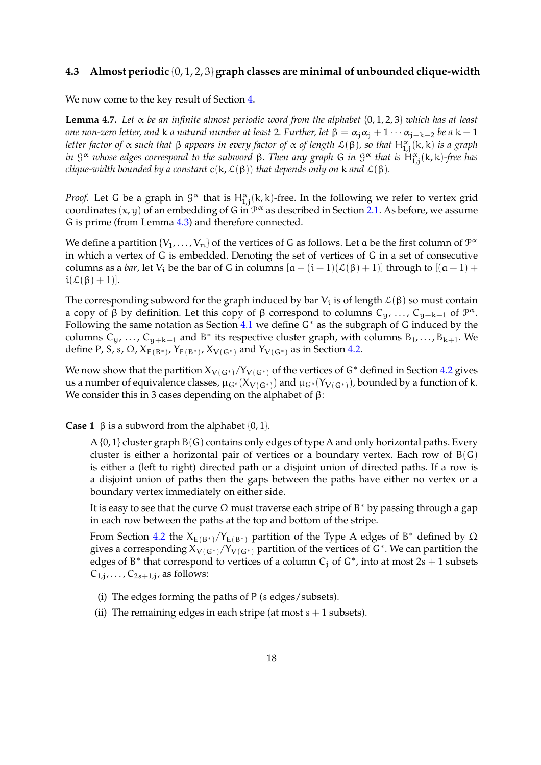### 4.3 Almost periodic $\{0, 1, 2, 3\}$ graph classes are minimal of unbounded clique-width

We now come to the key result of Section 4.

**Lemma 4.7.** *Let $\alpha$ be an infinite almost periodic word from the alphabet $\{0, 1, 2, 3\}$ which has at least one non-zero letter, and $k$ a natural number at least 2. Further, let $\beta = \alpha_j \alpha_j + 1 \cdots \alpha_{j+k-2}$ be a $k-1$ letter factor of $\alpha$ such that $\beta$ appears in every factor of $\alpha$ of length $\mathcal{L}(\beta)$, so that $H^{\alpha}_{1,j}(k, k)$ is a graph in $\mathcal{G}^{\alpha}$ whose edges correspond to the subword $\beta$. Then any graph $G$ in $\mathcal{G}^{\alpha}$ that is $H^{\alpha}_{1,j}(k, k)$-free has clique-width bounded by a constant $c(k, \mathcal{L}(\beta))$ that depends only on $k$ and $\mathcal{L}(\beta)$.*

*Proof.* Let $G$ be a graph in $\mathcal{G}^{\alpha}$ that is $H^{\alpha}_{1,j}(k, k)$-free. In the following we refer to vertex grid coordinates $(x, y)$ of an embedding of $G$ in $\mathcal{P}^{\alpha}$ as described in Section 2.1. As before, we assume $G$ is prime (from Lemma 4.3) and therefore connected.

We define a partition $\{V_1, \ldots, V_n\}$ of the vertices of $G$ as follows. Let $a$ be the first column of $\mathcal{P}^{\alpha}$ in which a vertex of $G$ is embedded. Denoting the set of vertices of $G$ in a set of consecutive columns as a *bar*, let $V_i$ be the bar of $G$ in columns $[a + (i-1)(\mathcal{L}(\beta) + 1)]$ through to $[(a-1) + i(\mathcal{L}(\beta) + 1)]$.

The corresponding subword for the graph induced by bar $V_i$ is of length $\mathcal{L}(\beta)$ so must contain a copy of $\beta$ by definition. Let this copy of $\beta$ correspond to columns $C_y, \ldots, C_{y+k-1}$ of $\mathcal{P}^{\alpha}$. Following the same notation as Section 4.1 we define $G^*$ as the subgraph of $G$ induced by the columns $C_y, \ldots, C_{y+k-1}$ and $B^*$ its respective cluster graph, with columns $B_1, \ldots, B_{k+1}$. We define $P$, $S$, $s$, $\Omega$, $X_{E(B^*)}$, $Y_{E(B^*)}$, $X_{V(G^*)}$ and $Y_{V(G^*)}$ as in Section 4.2.

We now show that the partition $X_{V(G^*)}/Y_{V(G^*)}$ of the vertices of $G^*$ defined in Section 4.2 gives us a number of equivalence classes, $\mu_{G^*}(X_{V(G^*)})$ and $\mu_{G^*}(Y_{V(G^*)})$, bounded by a function of $k$. We consider this in 3 cases depending on the alphabet of $\beta$:

**Case 1** $\beta$ is a subword from the alphabet $\{0, 1\}$.

A $\{0, 1\}$ cluster graph $B(G)$ contains only edges of type A and only horizontal paths. Every cluster is either a horizontal pair of vertices or a boundary vertex. Each row of $B(G)$ is either a (left to right) directed path or a disjoint union of directed paths. If a row is a disjoint union of paths then the gaps between the paths have either no vertex or a boundary vertex immediately on either side.

It is easy to see that the curve $\Omega$ must traverse each stripe of $B^*$ by passing through a gap in each row between the paths at the top and bottom of the stripe.

From Section 4.2 the $X_{E(B^*)}/Y_{E(B^*)}$ partition of the Type A edges of $B^*$ defined by $\Omega$ gives a corresponding $X_{V(G^*)}/Y_{V(G^*)}$ partition of the vertices of $G^*$. We can partition the edges of $B^*$ that correspond to vertices of a column $C_j$ of $G^*$, into at most $2s + 1$ subsets $C_{1,j}, \ldots, C_{2s+1,j}$, as follows:

(i) The edges forming the paths of $P$ ($s$ edges/subsets).

(ii) The remaining edges in each stripe (at most $s + 1$ subsets).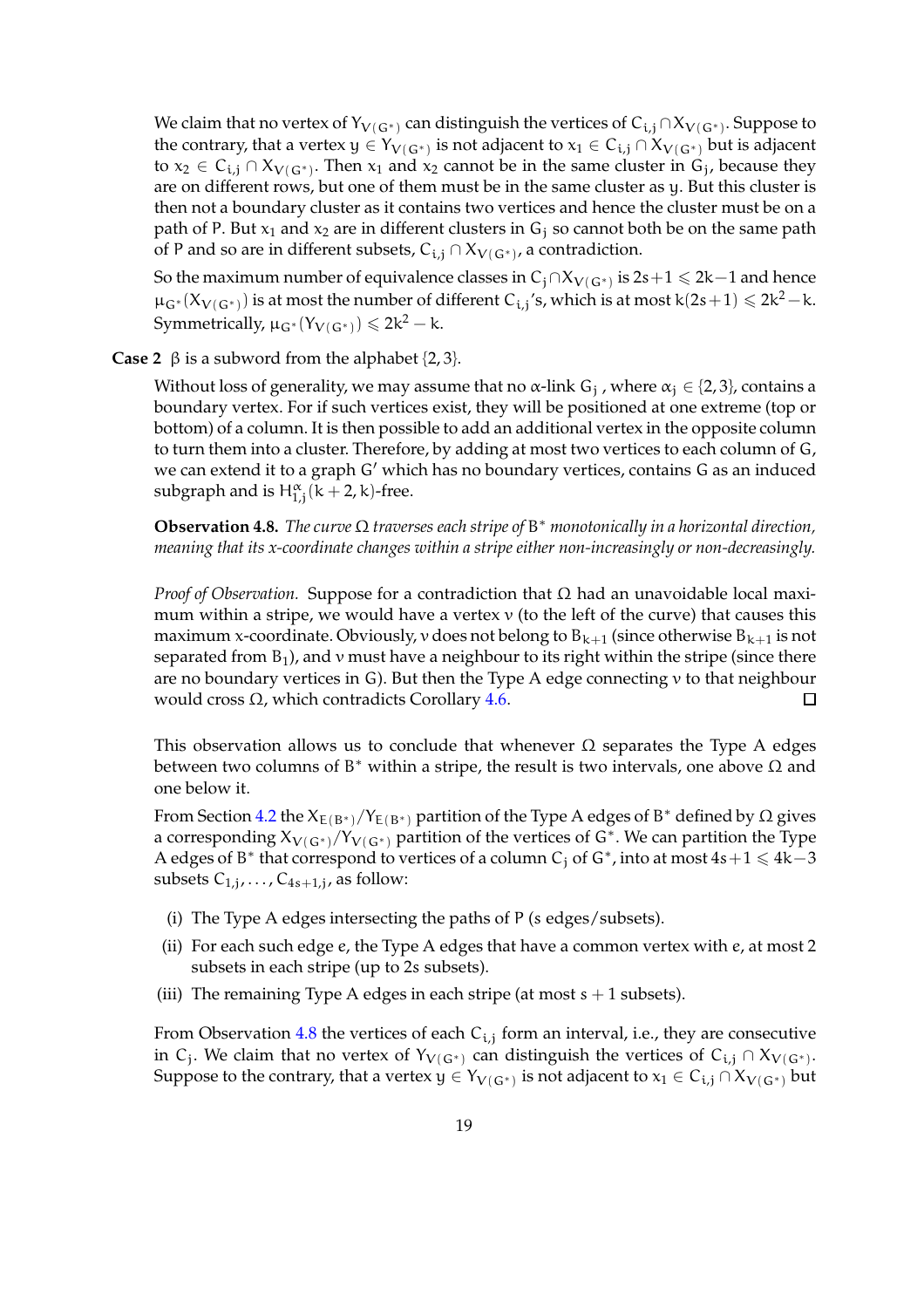We claim that no vertex of $Y_{V(G^*)}$ can distinguish the vertices of $C_{i,j} \cap X_{V(G^*)}$. Suppose to the contrary, that a vertex $y \in Y_{V(G^*)}$ is not adjacent to $x_1 \in C_{i,j} \cap X_{V(G^*)}$ but is adjacent to $x_2 \in C_{i,j} \cap X_{V(G^*)}$. Then $x_1$ and $x_2$ cannot be in the same cluster in $G_j$, because they are on different rows, but one of them must be in the same cluster as $y$. But this cluster is then not a boundary cluster as it contains two vertices and hence the cluster must be on a path of $P$. But $x_1$ and $x_2$ are in different clusters in $G_j$ so cannot both be on the same path of $P$ and so are in different subsets, $C_{i,j} \cap X_{V(G^*)}$, a contradiction.

So the maximum number of equivalence classes in $C_j \cap X_{V(G^*)}$ is $2s+1 \leqslant 2k-1$ and hence $\mu_{G^*}(X_{V(G^*)})$ is at most the number of different $C_{i,j}$'s, which is at most $k(2s+1) \leqslant 2k^2 - k$. Symmetrically, $\mu_{G^*}(Y_{V(G^*)}) \leqslant 2k^2 - k$.

**Case 2** $\beta$ is a subword from the alphabet $\{2, 3\}$.

Without loss of generality, we may assume that no $\alpha$-link $G_j$, where $\alpha_j \in \{2, 3\}$, contains a boundary vertex. For if such vertices exist, they will be positioned at one extreme (top or bottom) of a column. It is then possible to add an additional vertex in the opposite column to turn them into a cluster. Therefore, by adding at most two vertices to each column of $G$, we can extend it to a graph $G'$ which has no boundary vertices, contains $G$ as an induced subgraph and is $H^{\alpha}_{1,j}(k+2, k)$-free.

**Observation 4.8.** *The curve $\Omega$ traverses each stripe of $B^*$ monotonically in a horizontal direction, meaning that its x-coordinate changes within a stripe either non-increasingly or non-decreasingly.*

*Proof of Observation.* Suppose for a contradiction that $\Omega$ had an unavoidable local maximum within a stripe, we would have a vertex $v$ (to the left of the curve) that causes this maximum x-coordinate. Obviously, $v$ does not belong to $B_{k+1}$ (since otherwise $B_{k+1}$ is not separated from $B_1$), and $v$ must have a neighbour to its right within the stripe (since there are no boundary vertices in G). But then the Type A edge connecting $v$ to that neighbour would cross $\Omega$, which contradicts Corollary 4.6. □

This observation allows us to conclude that whenever $\Omega$ separates the Type A edges between two columns of $B^*$ within a stripe, the result is two intervals, one above $\Omega$ and one below it.

From Section 4.2 the $X_{E(B^*)}/Y_{E(B^*)}$ partition of the Type A edges of $B^*$ defined by $\Omega$ gives a corresponding $X_{V(G^*)}/Y_{V(G^*)}$ partition of the vertices of $G^*$. We can partition the Type A edges of $B^*$ that correspond to vertices of a column $C_j$ of $G^*$, into at most $4s+1 \leqslant 4k-3$ subsets $C_{1,j}, \ldots, C_{4s+1,j}$, as follow:

(i) The Type A edges intersecting the paths of P ($s$ edges/subsets).

(ii) For each such edge $e$, the Type A edges that have a common vertex with $e$, at most 2 subsets in each stripe (up to $2s$ subsets).

(iii) The remaining Type A edges in each stripe (at most $s+1$ subsets).

From Observation 4.8 the vertices of each $C_{i,j}$ form an interval, i.e., they are consecutive in $C_j$. We claim that no vertex of $Y_{V(G^*)}$ can distinguish the vertices of $C_{i,j} \cap X_{V(G^*)}$. Suppose to the contrary, that a vertex $y \in Y_{V(G^*)}$ is not adjacent to $x_1 \in C_{i,j} \cap X_{V(G^*)}$ but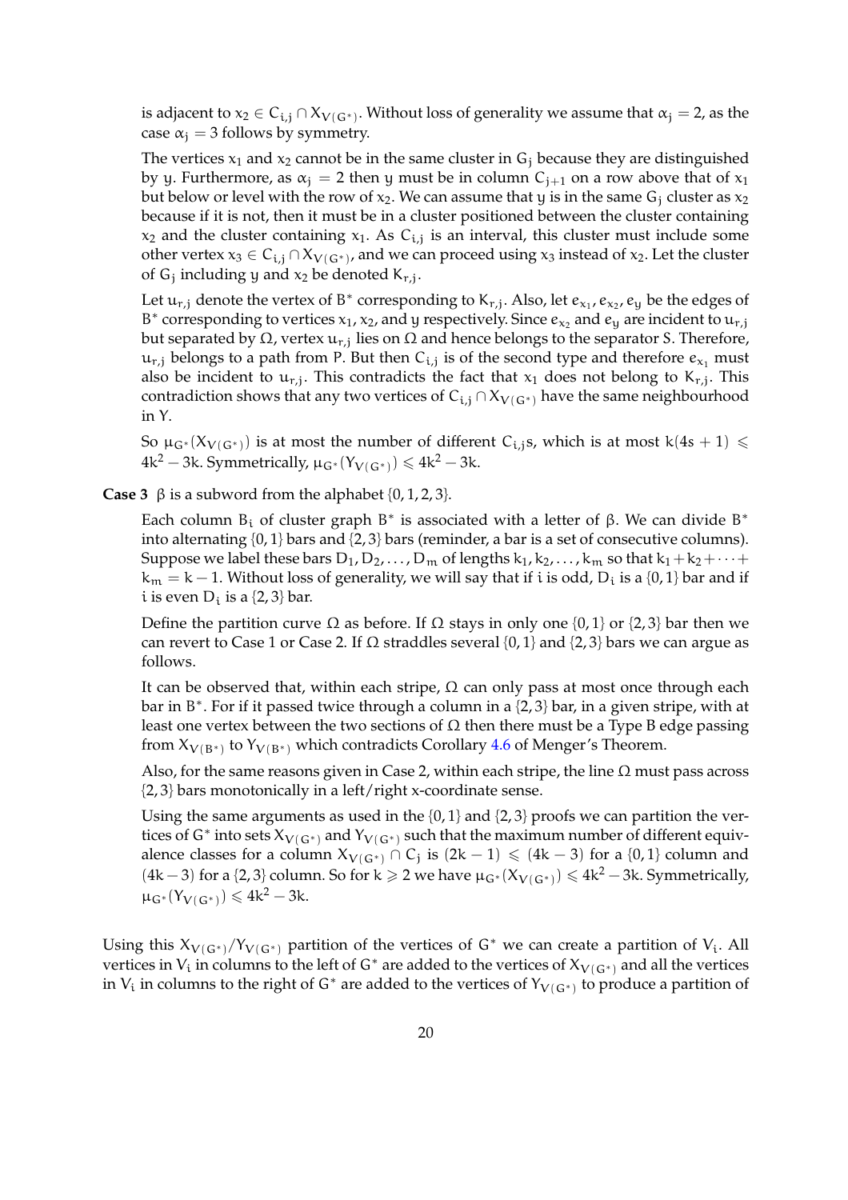is adjacent to $x_2 \in C_{i,j} \cap X_{V(G^*)}$. Without loss of generality we assume that $\alpha_j = 2$, as the case $\alpha_j = 3$ follows by symmetry.

The vertices $x_1$ and $x_2$ cannot be in the same cluster in $G_j$ because they are distinguished by $y$. Furthermore, as $\alpha_j = 2$ then $y$ must be in column $C_{j+1}$ on a row above that of $x_1$ but below or level with the row of $x_2$. We can assume that $y$ is in the same $G_j$ cluster as $x_2$ because if it is not, then it must be in a cluster positioned between the cluster containing $x_2$ and the cluster containing $x_1$. As $C_{i,j}$ is an interval, this cluster must include some other vertex $x_3 \in C_{i,j} \cap X_{V(G^*)}$, and we can proceed using $x_3$ instead of $x_2$. Let the cluster of $G_j$ including $y$ and $x_2$ be denoted $K_{r,j}$.

Let $u_{r,j}$ denote the vertex of $B^*$ corresponding to $K_{r,j}$. Also, let $e_{x_1}, e_{x_2}, e_y$ be the edges of $B^*$ corresponding to vertices $x_1$, $x_2$, and $y$ respectively. Since $e_{x_2}$ and $e_y$ are incident to $u_{r,j}$ but separated by $\Omega$, vertex $u_{r,j}$ lies on $\Omega$ and hence belongs to the separator $S$. Therefore, $u_{r,j}$ belongs to a path from $P$. But then $C_{i,j}$ is of the second type and therefore $e_{x_1}$ must also be incident to $u_{r,j}$. This contradicts the fact that $x_1$ does not belong to $K_{r,j}$. This contradiction shows that any two vertices of $C_{i,j} \cap X_{V(G^*)}$ have the same neighbourhood in $Y$.

So $\mu_{G^*}(X_{V(G^*)})$ is at most the number of different $C_{i,j}$s, which is at most $k(4s+1) \leqslant 4k^2 - 3k$. Symmetrically, $\mu_{G^*}(Y_{V(G^*)}) \leqslant 4k^2 - 3k$.

**Case 3** $\beta$ is a subword from the alphabet $\{0, 1, 2, 3\}$.

Each column $B_i$ of cluster graph $B^*$ is associated with a letter of $\beta$. We can divide $B^*$ into alternating $\{0, 1\}$ bars and $\{2, 3\}$ bars (reminder, a bar is a set of consecutive columns). Suppose we label these bars $D_1, D_2, \ldots, D_m$ of lengths $k_1, k_2, \ldots, k_m$ so that $k_1 + k_2 + \cdots + k_m = k - 1$. Without loss of generality, we will say that if $i$ is odd, $D_i$ is a $\{0, 1\}$ bar and if $i$ is even $D_i$ is a $\{2, 3\}$ bar.

Define the partition curve $\Omega$ as before. If $\Omega$ stays in only one $\{0, 1\}$ or $\{2, 3\}$ bar then we can revert to Case 1 or Case 2. If $\Omega$ straddles several $\{0, 1\}$ and $\{2, 3\}$ bars we can argue as follows.

It can be observed that, within each stripe, $\Omega$ can only pass at most once through each bar in $B^*$. For if it passed twice through a column in a $\{2, 3\}$ bar, in a given stripe, with at least one vertex between the two sections of $\Omega$ then there must be a Type B edge passing from $X_{V(B^*)}$ to $Y_{V(B^*)}$ which contradicts Corollary 4.6 of Menger's Theorem.

Also, for the same reasons given in Case 2, within each stripe, the line $\Omega$ must pass across $\{2, 3\}$ bars monotonically in a left/right x-coordinate sense.

Using the same arguments as used in the $\{0, 1\}$ and $\{2, 3\}$ proofs we can partition the vertices of $G^*$ into sets $X_{V(G^*)}$ and $Y_{V(G^*)}$ such that the maximum number of different equivalence classes for a column $X_{V(G^*)} \cap C_j$ is $(2k-1) \leqslant (4k-3)$ for a $\{0, 1\}$ column and $(4k-3)$ for a $\{2, 3\}$ column. So for $k \geqslant 2$ we have $\mu_{G^*}(X_{V(G^*)}) \leqslant 4k^2 - 3k$. Symmetrically, $\mu_{G^*}(Y_{V(G^*)}) \leqslant 4k^2 - 3k$.

Using this $X_{V(G^*)}/Y_{V(G^*)}$ partition of the vertices of $G^*$ we can create a partition of $V_i$. All vertices in $V_i$ in columns to the left of $G^*$ are added to the vertices of $X_{V(G^*)}$ and all the vertices in $V_i$ in columns to the right of $G^*$ are added to the vertices of $Y_{V(G^*)}$ to produce a partition of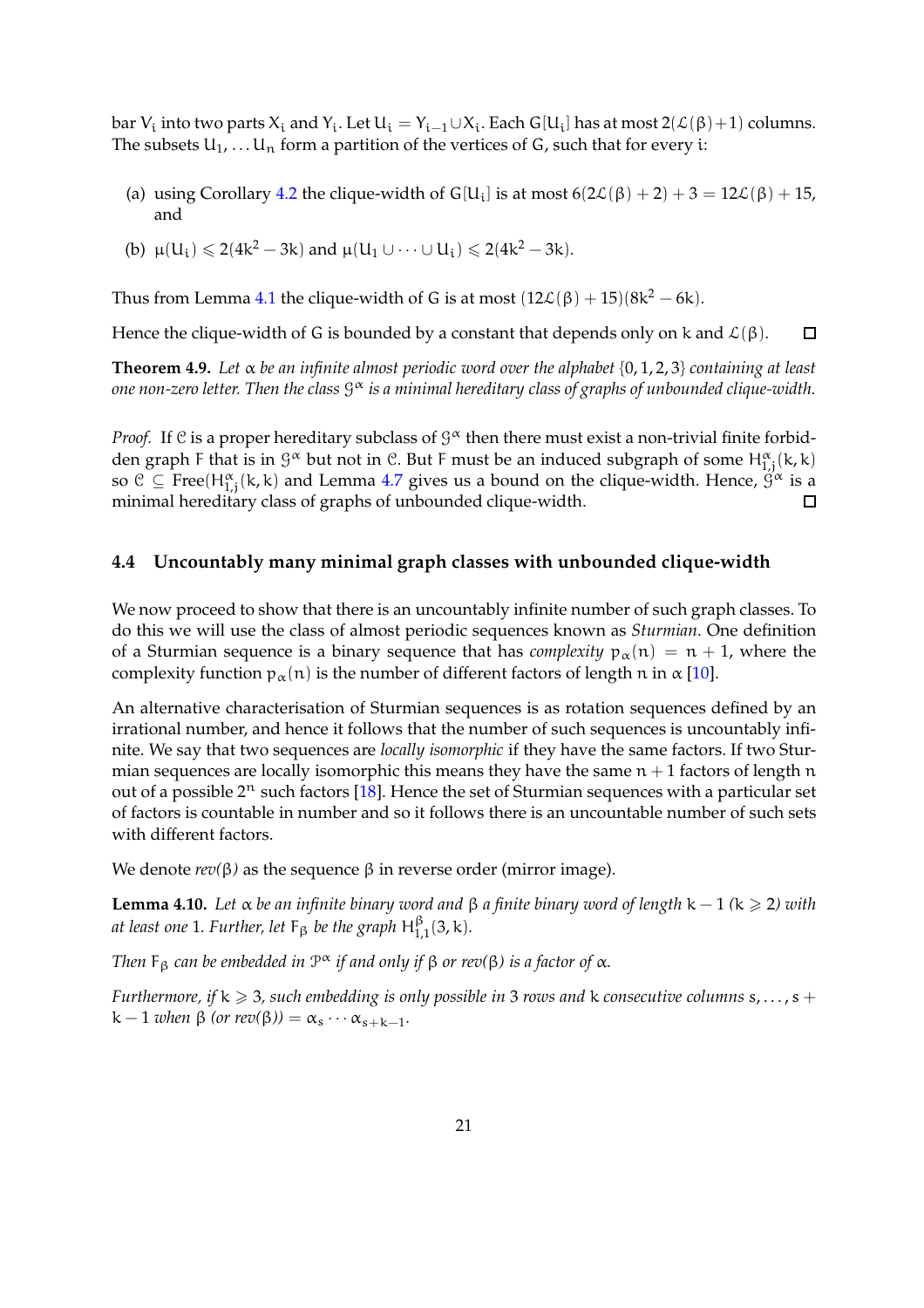bar $V_i$ into two parts $X_i$ and $Y_i$. Let $U_i = Y_{i-1} \cup X_i$. Each $G[U_i]$ has at most $2(\mathcal{L}(\beta)+1)$ columns. The subsets $U_1, \ldots U_n$ form a partition of the vertices of $G$, such that for every $i$:

(a) using Corollary 4.2 the clique-width of $G[U_i]$ is at most $6(2\mathcal{L}(\beta)+2)+3 = 12\mathcal{L}(\beta)+15$, and

(b) $\mu(U_i) \leqslant 2(4k^2 - 3k)$ and $\mu(U_1 \cup \cdots \cup U_i) \leqslant 2(4k^2 - 3k)$.

Thus from Lemma 4.1 the clique-width of $G$ is at most $(12\mathcal{L}(\beta)+15)(8k^2 - 6k)$.

Hence the clique-width of $G$ is bounded by a constant that depends only on $k$ and $\mathcal{L}(\beta)$. □

**Theorem 4.9.** *Let $\alpha$ be an infinite almost periodic word over the alphabet $\{0,1,2,3\}$ containing at least one non-zero letter. Then the class $\mathcal{G}^\alpha$ is a minimal hereditary class of graphs of unbounded clique-width.*

*Proof.* If $\mathcal{C}$ is a proper hereditary subclass of $\mathcal{G}^\alpha$ then there must exist a non-trivial finite forbidden graph $F$ that is in $\mathcal{G}^\alpha$ but not in $\mathcal{C}$. But $F$ must be an induced subgraph of some $H^\alpha_{1,j}(k,k)$ so $\mathcal{C} \subseteq \text{Free}(H^\alpha_{1,j}(k,k)$ and Lemma 4.7 gives us a bound on the clique-width. Hence, $\mathcal{G}^\alpha$ is a minimal hereditary class of graphs of unbounded clique-width. □

### 4.4 Uncountably many minimal graph classes with unbounded clique-width

We now proceed to show that there is an uncountably infinite number of such graph classes. To do this we will use the class of almost periodic sequences known as *Sturmian*. One definition of a Sturmian sequence is a binary sequence that has *complexity* $p_\alpha(n) = n+1$, where the complexity function $p_\alpha(n)$ is the number of different factors of length $n$ in $\alpha$ [10].

An alternative characterisation of Sturmian sequences is as rotation sequences defined by an irrational number, and hence it follows that the number of such sequences is uncountably infinite. We say that two sequences are *locally isomorphic* if they have the same factors. If two Sturmian sequences are locally isomorphic this means they have the same $n+1$ factors of length $n$ out of a possible $2^n$ such factors [18]. Hence the set of Sturmian sequences with a particular set of factors is countable in number and so it follows there is an uncountable number of such sets with different factors.

We denote *rev*$(\beta)$ as the sequence $\beta$ in reverse order (mirror image).

**Lemma 4.10.** *Let $\alpha$ be an infinite binary word and $\beta$ a finite binary word of length $k-1$ ($k \geqslant 2$) with at least one 1. Further, let $F_\beta$ be the graph $H^\beta_{1,1}(3,k)$.*

*Then $F_\beta$ can be embedded in $\mathcal{P}^\alpha$ if and only if $\beta$ or rev$(\beta)$ is a factor of $\alpha$.*

*Furthermore, if $k \geqslant 3$, such embedding is only possible in 3 rows and $k$ consecutive columns $s, \ldots, s+k-1$ when $\beta$ (or rev$(\beta)$) $= \alpha_s \cdots \alpha_{s+k-1}$.*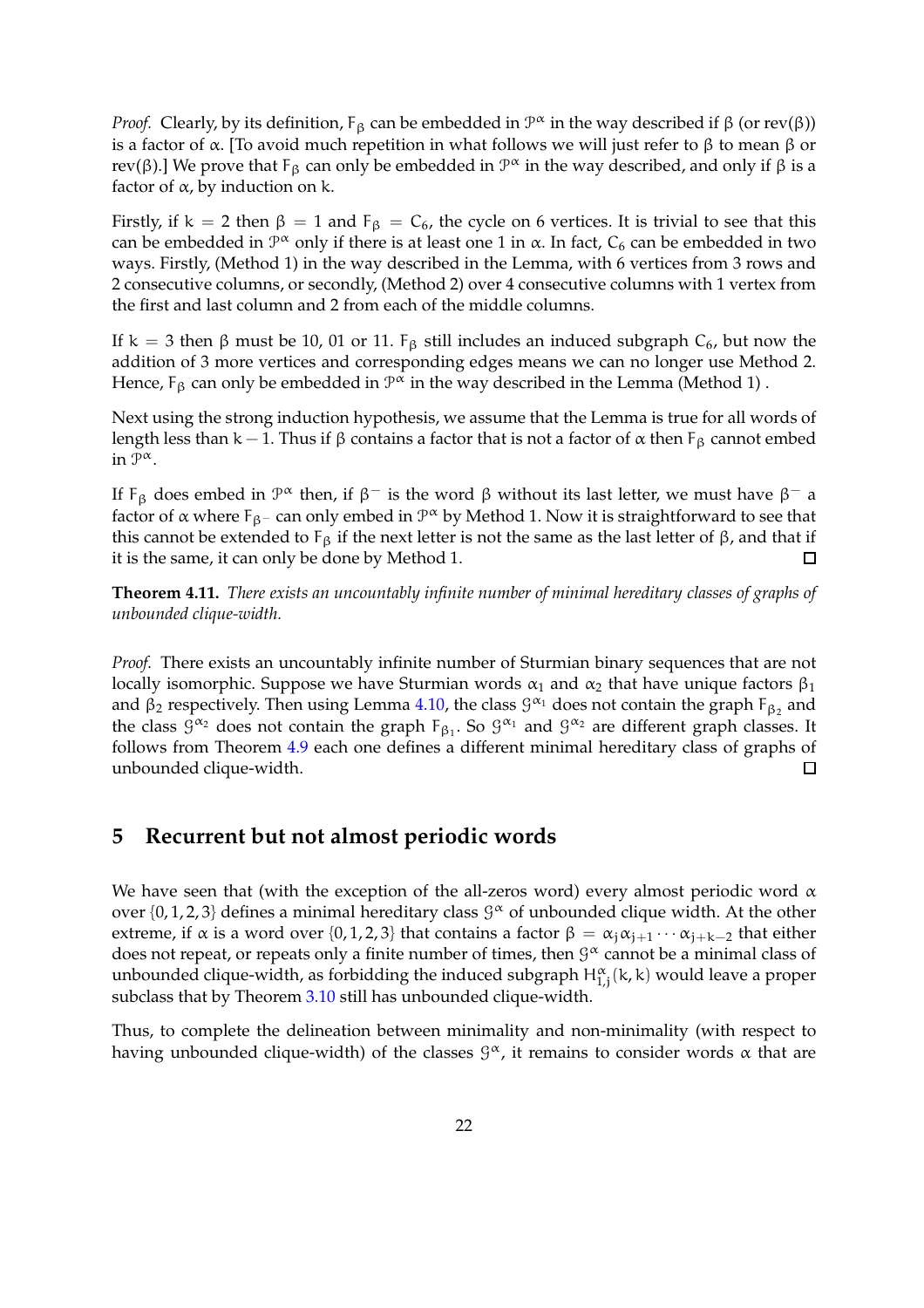*Proof.* Clearly, by its definition, $F_\beta$ can be embedded in $\mathcal{P}^\alpha$ in the way described if $\beta$ (or rev($\beta$)) is a factor of $\alpha$. [To avoid much repetition in what follows we will just refer to $\beta$ to mean $\beta$ or rev($\beta$).] We prove that $F_\beta$ can only be embedded in $\mathcal{P}^\alpha$ in the way described, and only if $\beta$ is a factor of $\alpha$, by induction on k.

Firstly, if $k = 2$ then $\beta = 1$ and $F_\beta = C_6$, the cycle on 6 vertices. It is trivial to see that this can be embedded in $\mathcal{P}^\alpha$ only if there is at least one 1 in $\alpha$. In fact, $C_6$ can be embedded in two ways. Firstly, (Method 1) in the way described in the Lemma, with 6 vertices from 3 rows and 2 consecutive columns, or secondly, (Method 2) over 4 consecutive columns with 1 vertex from the first and last column and 2 from each of the middle columns.

If $k = 3$ then $\beta$ must be 10, 01 or 11. $F_\beta$ still includes an induced subgraph $C_6$, but now the addition of 3 more vertices and corresponding edges means we can no longer use Method 2. Hence, $F_\beta$ can only be embedded in $\mathcal{P}^\alpha$ in the way described in the Lemma (Method 1) .

Next using the strong induction hypothesis, we assume that the Lemma is true for all words of length less than $k - 1$. Thus if $\beta$ contains a factor that is not a factor of $\alpha$ then $F_\beta$ cannot embed in $\mathcal{P}^\alpha$.

If $F_\beta$ does embed in $\mathcal{P}^\alpha$ then, if $\beta^-$ is the word $\beta$ without its last letter, we must have $\beta^-$ a factor of $\alpha$ where $F_{\beta^-}$ can only embed in $\mathcal{P}^\alpha$ by Method 1. Now it is straightforward to see that this cannot be extended to $F_\beta$ if the next letter is not the same as the last letter of $\beta$, and that if it is the same, it can only be done by Method 1. ☐

**Theorem 4.11.** *There exists an uncountably infinite number of minimal hereditary classes of graphs of unbounded clique-width.*

*Proof.* There exists an uncountably infinite number of Sturmian binary sequences that are not locally isomorphic. Suppose we have Sturmian words $\alpha_1$ and $\alpha_2$ that have unique factors $\beta_1$ and $\beta_2$ respectively. Then using Lemma 4.10, the class $\mathcal{G}^{\alpha_1}$ does not contain the graph $F_{\beta_2}$ and the class $\mathcal{G}^{\alpha_2}$ does not contain the graph $F_{\beta_1}$. So $\mathcal{G}^{\alpha_1}$ and $\mathcal{G}^{\alpha_2}$ are different graph classes. It follows from Theorem 4.9 each one defines a different minimal hereditary class of graphs of unbounded clique-width. ☐

## 5 Recurrent but not almost periodic words

We have seen that (with the exception of the all-zeros word) every almost periodic word $\alpha$ over $\{0, 1, 2, 3\}$ defines a minimal hereditary class $\mathcal{G}^\alpha$ of unbounded clique width. At the other extreme, if $\alpha$ is a word over $\{0, 1, 2, 3\}$ that contains a factor $\beta = \alpha_j\alpha_{j+1}\cdots\alpha_{j+k-2}$ that either does not repeat, or repeats only a finite number of times, then $\mathcal{G}^\alpha$ cannot be a minimal class of unbounded clique-width, as forbidding the induced subgraph $H^\alpha_{1,j}(k, k)$ would leave a proper subclass that by Theorem 3.10 still has unbounded clique-width.

Thus, to complete the delineation between minimality and non-minimality (with respect to having unbounded clique-width) of the classes $\mathcal{G}^\alpha$, it remains to consider words $\alpha$ that are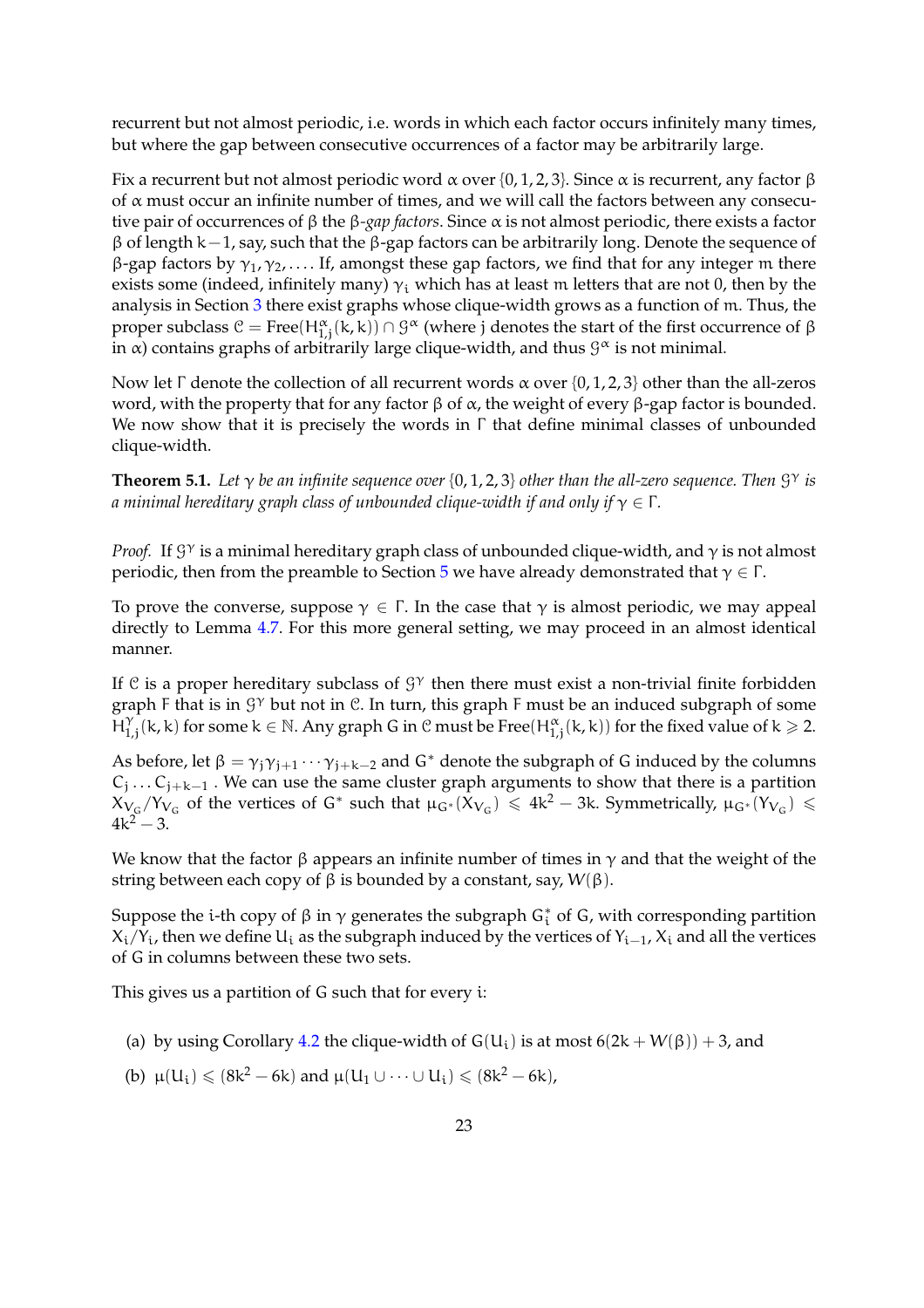recurrent but not almost periodic, i.e. words in which each factor occurs infinitely many times, but where the gap between consecutive occurrences of a factor may be arbitrarily large.

Fix a recurrent but not almost periodic word $\alpha$ over $\{0, 1, 2, 3\}$. Since $\alpha$ is recurrent, any factor $\beta$ of $\alpha$ must occur an infinite number of times, and we will call the factors between any consecutive pair of occurrences of $\beta$ the $\beta$-*gap factors*. Since $\alpha$ is not almost periodic, there exists a factor $\beta$ of length $k-1$, say, such that the $\beta$-gap factors can be arbitrarily long. Denote the sequence of $\beta$-gap factors by $\gamma_1, \gamma_2, \ldots$. If, amongst these gap factors, we find that for any integer $m$ there exists some (indeed, infinitely many) $\gamma_i$ which has at least $m$ letters that are not 0, then by the analysis in Section 3 there exist graphs whose clique-width grows as a function of $m$. Thus, the proper subclass $\mathcal{C} = \text{Free}(H^{\alpha}_{1,j}(k,k)) \cap \mathcal{G}^{\alpha}$ (where $j$ denotes the start of the first occurrence of $\beta$ in $\alpha$) contains graphs of arbitrarily large clique-width, and thus $\mathcal{G}^{\alpha}$ is not minimal.

Now let $\Gamma$ denote the collection of all recurrent words $\alpha$ over $\{0, 1, 2, 3\}$ other than the all-zeros word, with the property that for any factor $\beta$ of $\alpha$, the weight of every $\beta$-gap factor is bounded. We now show that it is precisely the words in $\Gamma$ that define minimal classes of unbounded clique-width.

**Theorem 5.1.** *Let $\gamma$ be an infinite sequence over $\{0, 1, 2, 3\}$ other than the all-zero sequence. Then $\mathcal{G}^{\gamma}$ is a minimal hereditary graph class of unbounded clique-width if and only if $\gamma \in \Gamma$.*

*Proof.* If $\mathcal{G}^{\gamma}$ is a minimal hereditary graph class of unbounded clique-width, and $\gamma$ is not almost periodic, then from the preamble to Section 5 we have already demonstrated that $\gamma \in \Gamma$.

To prove the converse, suppose $\gamma \in \Gamma$. In the case that $\gamma$ is almost periodic, we may appeal directly to Lemma 4.7. For this more general setting, we may proceed in an almost identical manner.

If $\mathcal{C}$ is a proper hereditary subclass of $\mathcal{G}^{\gamma}$ then there must exist a non-trivial finite forbidden graph $F$ that is in $\mathcal{G}^{\gamma}$ but not in $\mathcal{C}$. In turn, this graph $F$ must be an induced subgraph of some $H^{\gamma}_{1,j}(k,k)$ for some $k \in \mathbb{N}$. Any graph $G$ in $\mathcal{C}$ must be $\text{Free}(H^{\alpha}_{1,j}(k,k))$ for the fixed value of $k \geqslant 2$.

As before, let $\beta = \gamma_j\gamma_{j+1}\cdots\gamma_{j+k-2}$ and $G^*$ denote the subgraph of $G$ induced by the columns $C_j \ldots C_{j+k-1}$ . We can use the same cluster graph arguments to show that there is a partition $X_{V_G}/Y_{V_G}$ of the vertices of $G^*$ such that $\mu_{G^*}(X_{V_G}) \leqslant 4k^2 - 3k$. Symmetrically, $\mu_{G^*}(Y_{V_G}) \leqslant 4k^2 - 3$.

We know that the factor $\beta$ appears an infinite number of times in $\gamma$ and that the weight of the string between each copy of $\beta$ is bounded by a constant, say, $W(\beta)$.

Suppose the $i$-th copy of $\beta$ in $\gamma$ generates the subgraph $G^*_i$ of $G$, with corresponding partition $X_i/Y_i$, then we define $U_i$ as the subgraph induced by the vertices of $Y_{i-1}$, $X_i$ and all the vertices of $G$ in columns between these two sets.

This gives us a partition of $G$ such that for every $i$:

(a) by using Corollary 4.2 the clique-width of $G(U_i)$ is at most $6(2k + W(\beta)) + 3$, and

(b) $\mu(U_i) \leqslant (8k^2 - 6k)$ and $\mu(U_1 \cup \cdots \cup U_i) \leqslant (8k^2 - 6k)$,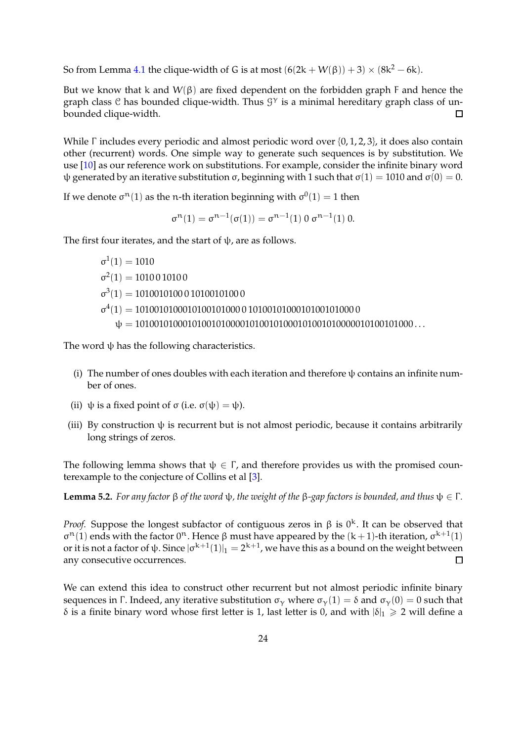So from Lemma 4.1 the clique-width of G is at most $(6(2k + W(\beta)) + 3) \times (8k^2 - 6k)$.

But we know that k and $W(\beta)$ are fixed dependent on the forbidden graph F and hence the graph class $\mathcal{C}$ has bounded clique-width. Thus $\mathcal{G}^\gamma$ is a minimal hereditary graph class of unbounded clique-width. □

While Γ includes every periodic and almost periodic word over $\{0, 1, 2, 3\}$, it does also contain other (recurrent) words. One simple way to generate such sequences is by substitution. We use [10] as our reference work on substitutions. For example, consider the infinite binary word ψ generated by an iterative substitution σ, beginning with 1 such that $\sigma(1) = 1010$ and $\sigma(0) = 0$.

If we denote $\sigma^n(1)$ as the n-th iteration beginning with $\sigma^0(1) = 1$ then

$$\sigma^n(1) = \sigma^{n-1}(\sigma(1)) = \sigma^{n-1}(1)\ 0\ \sigma^{n-1}(1)\ 0.$$

The first four iterates, and the start of ψ, are as follows.

$$\begin{aligned}
\sigma^1(1) &= 1010\\
\sigma^2(1) &= 1010\,0\,1010\,0\\
\sigma^3(1) &= 1010010100\,0\,1010010100\,0\\
\sigma^4(1) &= 1010010100010100101000\,0\,1010010100010100101000\,0\\
\psi &= 10100101000101001010000101001010001010010100000101001010000\ldots
\end{aligned}$$

The word ψ has the following characteristics.

(i) The number of ones doubles with each iteration and therefore ψ contains an infinite number of ones.

(ii) ψ is a fixed point of σ (i.e. $\sigma(\psi) = \psi$).

(iii) By construction ψ is recurrent but is not almost periodic, because it contains arbitrarily long strings of zeros.

The following lemma shows that $\psi \in \Gamma$, and therefore provides us with the promised counterexample to the conjecture of Collins et al [3].

**Lemma 5.2.** *For any factor β of the word ψ, the weight of the β-gap factors is bounded, and thus $\psi \in \Gamma$.*

*Proof.* Suppose the longest subfactor of contiguous zeros in β is $0^k$. It can be observed that $\sigma^n(1)$ ends with the factor $0^n$. Hence β must have appeared by the $(k+1)$-th iteration, $\sigma^{k+1}(1)$ or it is not a factor of ψ. Since $|\sigma^{k+1}(1)|_1 = 2^{k+1}$, we have this as a bound on the weight between any consecutive occurrences. □

We can extend this idea to construct other recurrent but not almost periodic infinite binary sequences in Γ. Indeed, any iterative substitution $\sigma_\gamma$ where $\sigma_\gamma(1) = \delta$ and $\sigma_\gamma(0) = 0$ such that δ is a finite binary word whose first letter is 1, last letter is 0, and with $|\delta|_1 \geqslant 2$ will define a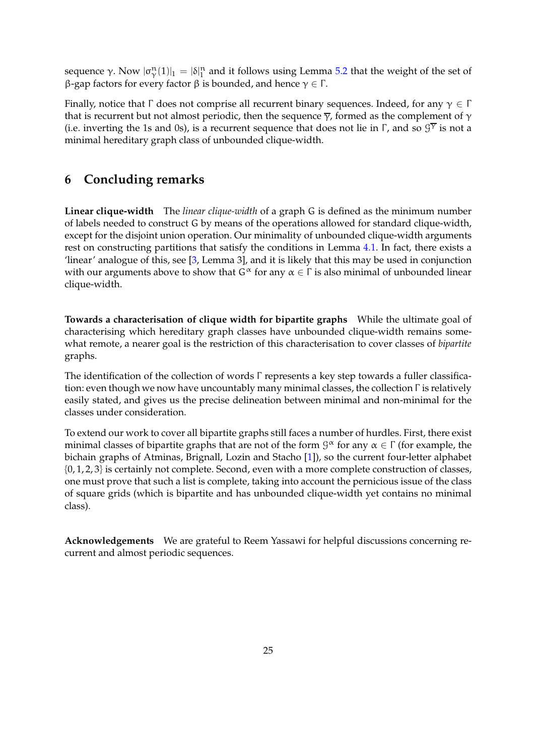sequence $\gamma$. Now $|\sigma_\gamma^n(1)|_1 = |\delta|_1^n$ and it follows using Lemma 5.2 that the weight of the set of $\beta$-gap factors for every factor $\beta$ is bounded, and hence $\gamma \in \Gamma$.

Finally, notice that $\Gamma$ does not comprise all recurrent binary sequences. Indeed, for any $\gamma \in \Gamma$ that is recurrent but not almost periodic, then the sequence $\overline{\gamma}$, formed as the complement of $\gamma$ (i.e. inverting the 1s and 0s), is a recurrent sequence that does not lie in $\Gamma$, and so $\mathcal{G}^{\overline{\gamma}}$ is not a minimal hereditary graph class of unbounded clique-width.

## 6 Concluding remarks

**Linear clique-width** The *linear clique-width* of a graph $G$ is defined as the minimum number of labels needed to construct $G$ by means of the operations allowed for standard clique-width, except for the disjoint union operation. Our minimality of unbounded clique-width arguments rest on constructing partitions that satisfy the conditions in Lemma 4.1. In fact, there exists a 'linear' analogue of this, see [3, Lemma 3], and it is likely that this may be used in conjunction with our arguments above to show that $G^\alpha$ for any $\alpha \in \Gamma$ is also minimal of unbounded linear clique-width.

**Towards a characterisation of clique width for bipartite graphs** While the ultimate goal of characterising which hereditary graph classes have unbounded clique-width remains somewhat remote, a nearer goal is the restriction of this characterisation to cover classes of *bipartite* graphs.

The identification of the collection of words $\Gamma$ represents a key step towards a fuller classification: even though we now have uncountably many minimal classes, the collection $\Gamma$ is relatively easily stated, and gives us the precise delineation between minimal and non-minimal for the classes under consideration.

To extend our work to cover all bipartite graphs still faces a number of hurdles. First, there exist minimal classes of bipartite graphs that are not of the form $\mathcal{G}^\alpha$ for any $\alpha \in \Gamma$ (for example, the bichain graphs of Atminas, Brignall, Lozin and Stacho [1]), so the current four-letter alphabet $\{0, 1, 2, 3\}$ is certainly not complete. Second, even with a more complete construction of classes, one must prove that such a list is complete, taking into account the pernicious issue of the class of square grids (which is bipartite and has unbounded clique-width yet contains no minimal class).

**Acknowledgements** We are grateful to Reem Yassawi for helpful discussions concerning recurrent and almost periodic sequences.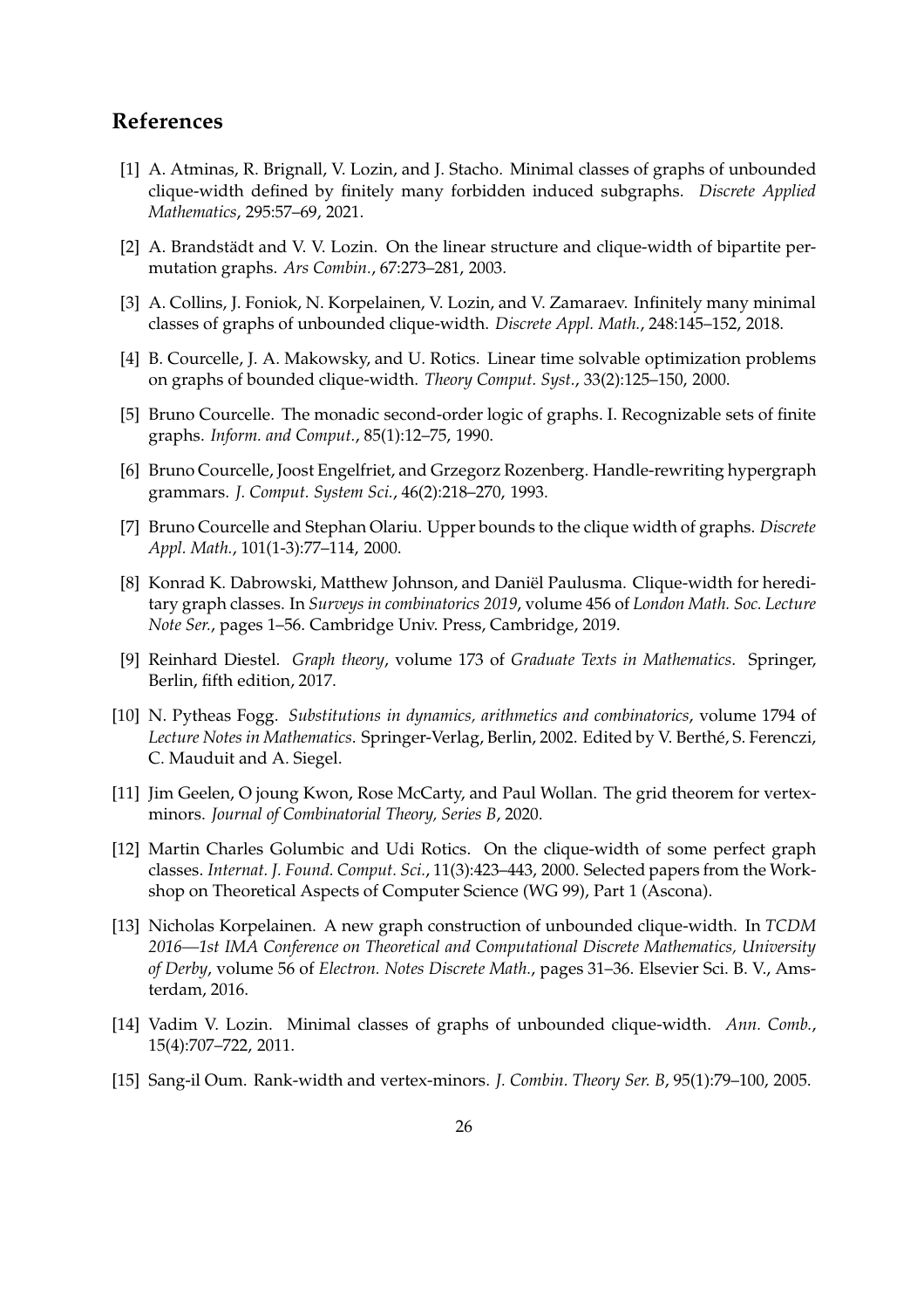## References

[1] A. Atminas, R. Brignall, V. Lozin, and J. Stacho. Minimal classes of graphs of unbounded clique-width defined by finitely many forbidden induced subgraphs. *Discrete Applied Mathematics*, 295:57–69, 2021.

[2] A. Brandstädt and V. V. Lozin. On the linear structure and clique-width of bipartite permutation graphs. *Ars Combin.*, 67:273–281, 2003.

[3] A. Collins, J. Foniok, N. Korpelainen, V. Lozin, and V. Zamaraev. Infinitely many minimal classes of graphs of unbounded clique-width. *Discrete Appl. Math.*, 248:145–152, 2018.

[4] B. Courcelle, J. A. Makowsky, and U. Rotics. Linear time solvable optimization problems on graphs of bounded clique-width. *Theory Comput. Syst.*, 33(2):125–150, 2000.

[5] Bruno Courcelle. The monadic second-order logic of graphs. I. Recognizable sets of finite graphs. *Inform. and Comput.*, 85(1):12–75, 1990.

[6] Bruno Courcelle, Joost Engelfriet, and Grzegorz Rozenberg. Handle-rewriting hypergraph grammars. *J. Comput. System Sci.*, 46(2):218–270, 1993.

[7] Bruno Courcelle and Stephan Olariu. Upper bounds to the clique width of graphs. *Discrete Appl. Math.*, 101(1-3):77–114, 2000.

[8] Konrad K. Dabrowski, Matthew Johnson, and Daniël Paulusma. Clique-width for hereditary graph classes. In *Surveys in combinatorics 2019*, volume 456 of *London Math. Soc. Lecture Note Ser.*, pages 1–56. Cambridge Univ. Press, Cambridge, 2019.

[9] Reinhard Diestel. *Graph theory*, volume 173 of *Graduate Texts in Mathematics*. Springer, Berlin, fifth edition, 2017.

[10] N. Pytheas Fogg. *Substitutions in dynamics, arithmetics and combinatorics*, volume 1794 of *Lecture Notes in Mathematics*. Springer-Verlag, Berlin, 2002. Edited by V. Berthé, S. Ferenczi, C. Mauduit and A. Siegel.

[11] Jim Geelen, O joung Kwon, Rose McCarty, and Paul Wollan. The grid theorem for vertex-minors. *Journal of Combinatorial Theory, Series B*, 2020.

[12] Martin Charles Golumbic and Udi Rotics. On the clique-width of some perfect graph classes. *Internat. J. Found. Comput. Sci.*, 11(3):423–443, 2000. Selected papers from the Workshop on Theoretical Aspects of Computer Science (WG 99), Part 1 (Ascona).

[13] Nicholas Korpelainen. A new graph construction of unbounded clique-width. In *TCDM 2016—1st IMA Conference on Theoretical and Computational Discrete Mathematics, University of Derby*, volume 56 of *Electron. Notes Discrete Math.*, pages 31–36. Elsevier Sci. B. V., Amsterdam, 2016.

[14] Vadim V. Lozin. Minimal classes of graphs of unbounded clique-width. *Ann. Comb.*, 15(4):707–722, 2011.

[15] Sang-il Oum. Rank-width and vertex-minors. *J. Combin. Theory Ser. B*, 95(1):79–100, 2005.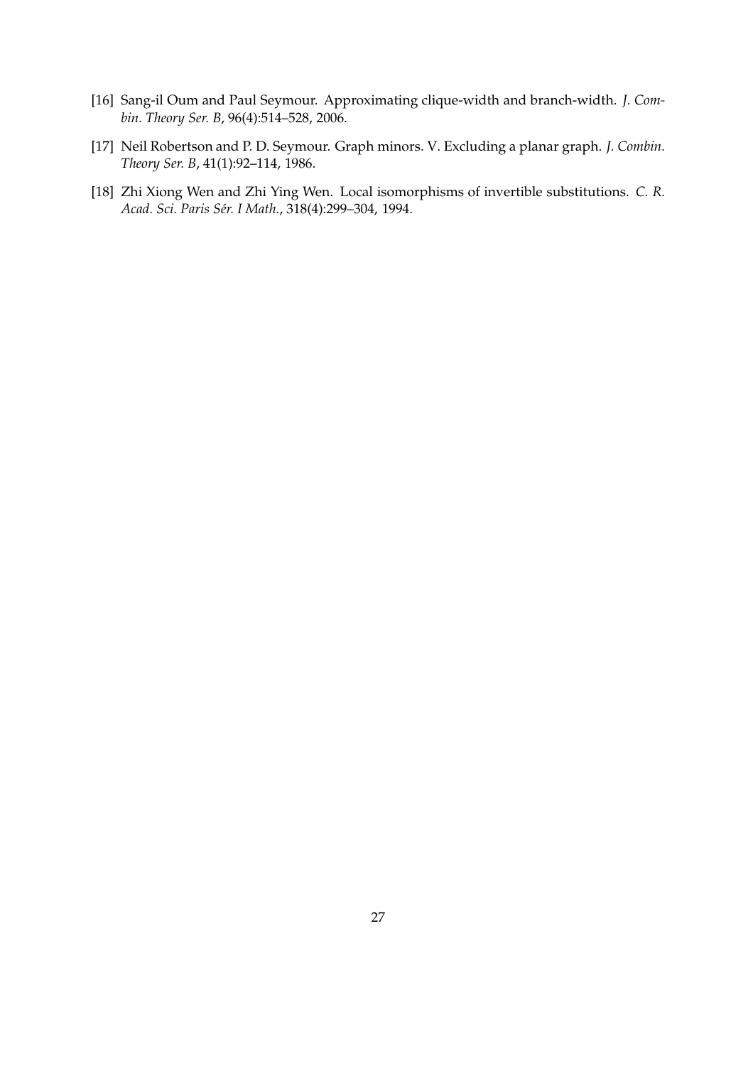[16] Sang-il Oum and Paul Seymour. Approximating clique-width and branch-width. *J. Combin. Theory Ser. B*, 96(4):514–528, 2006.

[17] Neil Robertson and P. D. Seymour. Graph minors. V. Excluding a planar graph. *J. Combin. Theory Ser. B*, 41(1):92–114, 1986.

[18] Zhi Xiong Wen and Zhi Ying Wen. Local isomorphisms of invertible substitutions. *C. R. Acad. Sci. Paris Sér. I Math.*, 318(4):299–304, 1994.